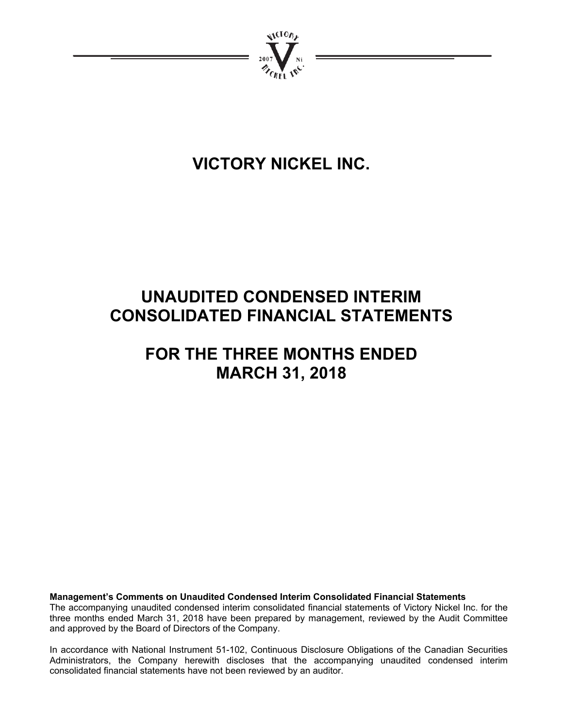# VICTORY NICKEL INC.

# UNAUDITED CONDENSED INTERIM CONSOLIDATED FINANCIAL STATEMENTS

# FOR THE THREE MONTHS ENDED MARCH 31, 2018

**Management's Comments on Unaudited Condensed Interim Consolidated Financial Statements**
The accompanying unaudited condensed interim consolidated financial statements of Victory Nickel Inc. for the three months ended March 31, 2018 have been prepared by management, reviewed by the Audit Committee and approved by the Board of Directors of the Company.

In accordance with National Instrument 51-102, Continuous Disclosure Obligations of the Canadian Securities Administrators, the Company herewith discloses that the accompanying unaudited condensed interim consolidated financial statements have not been reviewed by an auditor.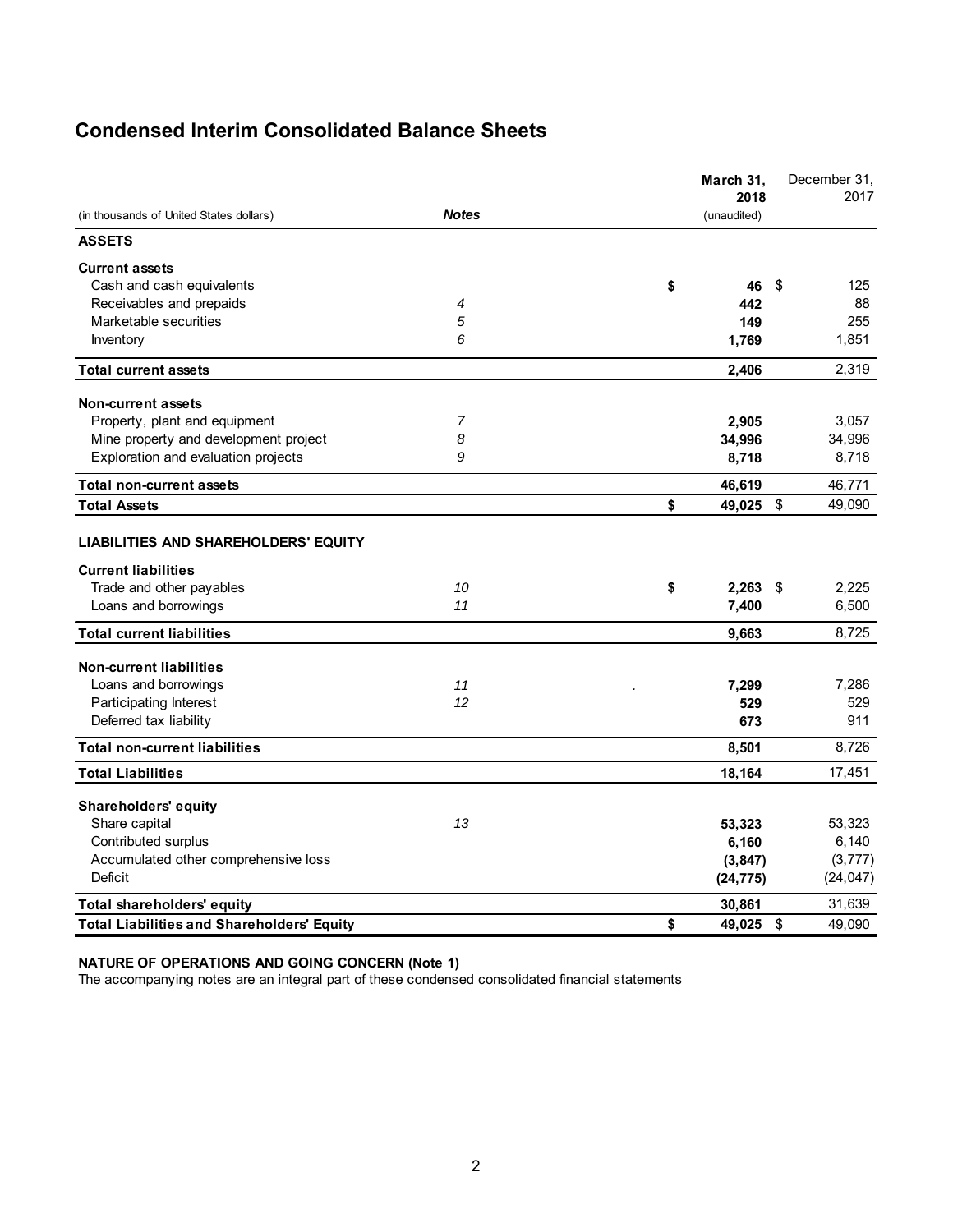# Condensed Interim Consolidated Balance Sheets

| (in thousands of United States dollars) | *Notes* | **March 31, 2018** (unaudited) | December 31, 2017 |
|---|---|---|---|
| **ASSETS** | | | |
| **Current assets** | | | |
| Cash and cash equivalents | | **$ 46** | $ 125 |
| Receivables and prepaids | *4* | **442** | 88 |
| Marketable securities | *5* | **149** | 255 |
| Inventory | *6* | **1,769** | 1,851 |
| **Total current assets** | | **2,406** | 2,319 |
| **Non-current assets** | | | |
| Property, plant and equipment | *7* | **2,905** | 3,057 |
| Mine property and development project | *8* | **34,996** | 34,996 |
| Exploration and evaluation projects | *9* | **8,718** | 8,718 |
| **Total non-current assets** | | **46,619** | 46,771 |
| **Total Assets** | | **$ 49,025** | $ 49,090 |
| **LIABILITIES AND SHAREHOLDERS' EQUITY** | | | |
| **Current liabilities** | | | |
| Trade and other payables | *10* | **$ 2,263** | $ 2,225 |
| Loans and borrowings | *11* | **7,400** | 6,500 |
| **Total current liabilities** | | **9,663** | 8,725 |
| **Non-current liabilities** | | | |
| Loans and borrowings | *11* | **7,299** | 7,286 |
| Participating Interest | *12* | **529** | 529 |
| Deferred tax liability | | **673** | 911 |
| **Total non-current liabilities** | | **8,501** | 8,726 |
| **Total Liabilities** | | **18,164** | 17,451 |
| **Shareholders' equity** | | | |
| Share capital | *13* | **53,323** | 53,323 |
| Contributed surplus | | **6,160** | 6,140 |
| Accumulated other comprehensive loss | | **(3,847)** | (3,777) |
| Deficit | | **(24,775)** | (24,047) |
| **Total shareholders' equity** | | **30,861** | 31,639 |
| **Total Liabilities and Shareholders' Equity** | | **$ 49,025** | $ 49,090 |

**NATURE OF OPERATIONS AND GOING CONCERN (Note 1)**
The accompanying notes are an integral part of these condensed consolidated financial statements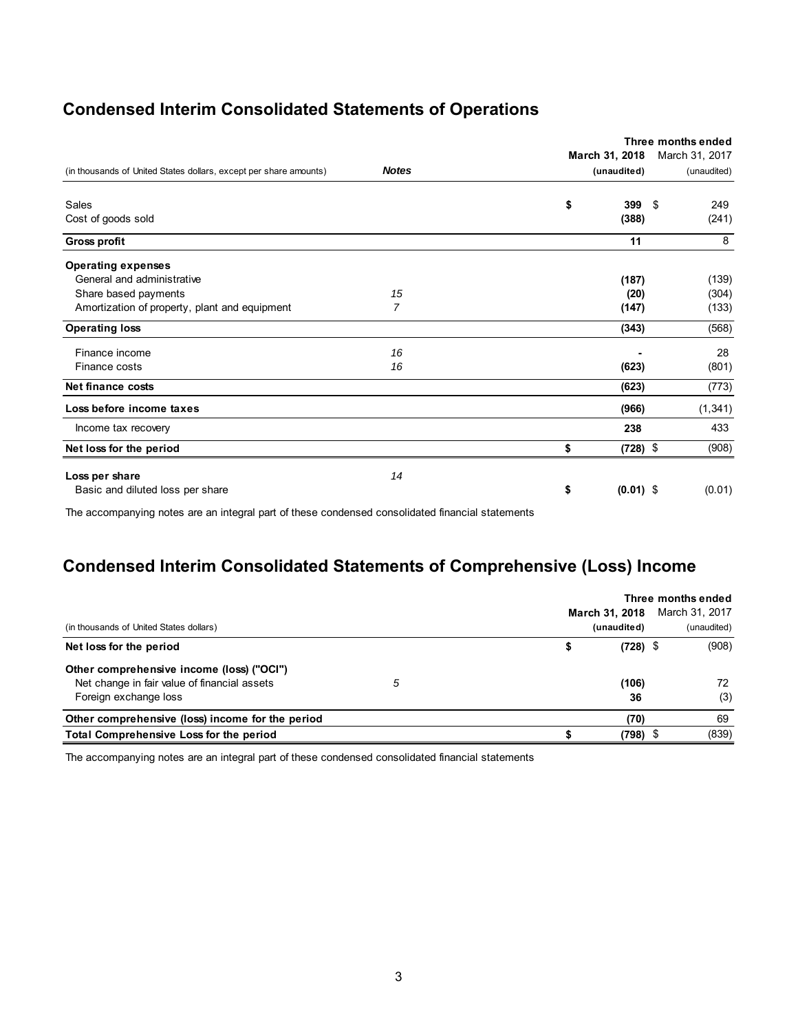## Condensed Interim Consolidated Statements of Operations

| (in thousands of United States dollars, except per share amounts) | *Notes* | Three months ended March 31, 2018 (unaudited) | Three months ended March 31, 2017 (unaudited) |
|---|---|---|---|
| Sales | | **$ 399** | $ 249 |
| Cost of goods sold | | **(388)** | (241) |
| **Gross profit** | | **11** | 8 |
| **Operating expenses** | | | |
| General and administrative | | **(187)** | (139) |
| Share based payments | *15* | **(20)** | (304) |
| Amortization of property, plant and equipment | *7* | **(147)** | (133) |
| **Operating loss** | | **(343)** | (568) |
| Finance income | *16* | **-** | 28 |
| Finance costs | *16* | **(623)** | (801) |
| **Net finance costs** | | **(623)** | (773) |
| **Loss before income taxes** | | **(966)** | (1,341) |
| Income tax recovery | | **238** | 433 |
| **Net loss for the period** | | **$ (728)** | $ (908) |
| **Loss per share** | *14* | | |
| Basic and diluted loss per share | | **$ (0.01)** | $ (0.01) |

The accompanying notes are an integral part of these condensed consolidated financial statements

## Condensed Interim Consolidated Statements of Comprehensive (Loss) Income

| (in thousands of United States dollars) | | Three months ended March 31, 2018 (unaudited) | Three months ended March 31, 2017 (unaudited) |
|---|---|---|---|
| **Net loss for the period** | | **$ (728)** | $ (908) |
| **Other comprehensive income (loss) ("OCI")** | | | |
| Net change in fair value of financial assets | *5* | **(106)** | 72 |
| Foreign exchange loss | | **36** | (3) |
| **Other comprehensive (loss) income for the period** | | **(70)** | 69 |
| **Total Comprehensive Loss for the period** | | **$ (798)** | $ (839) |

The accompanying notes are an integral part of these condensed consolidated financial statements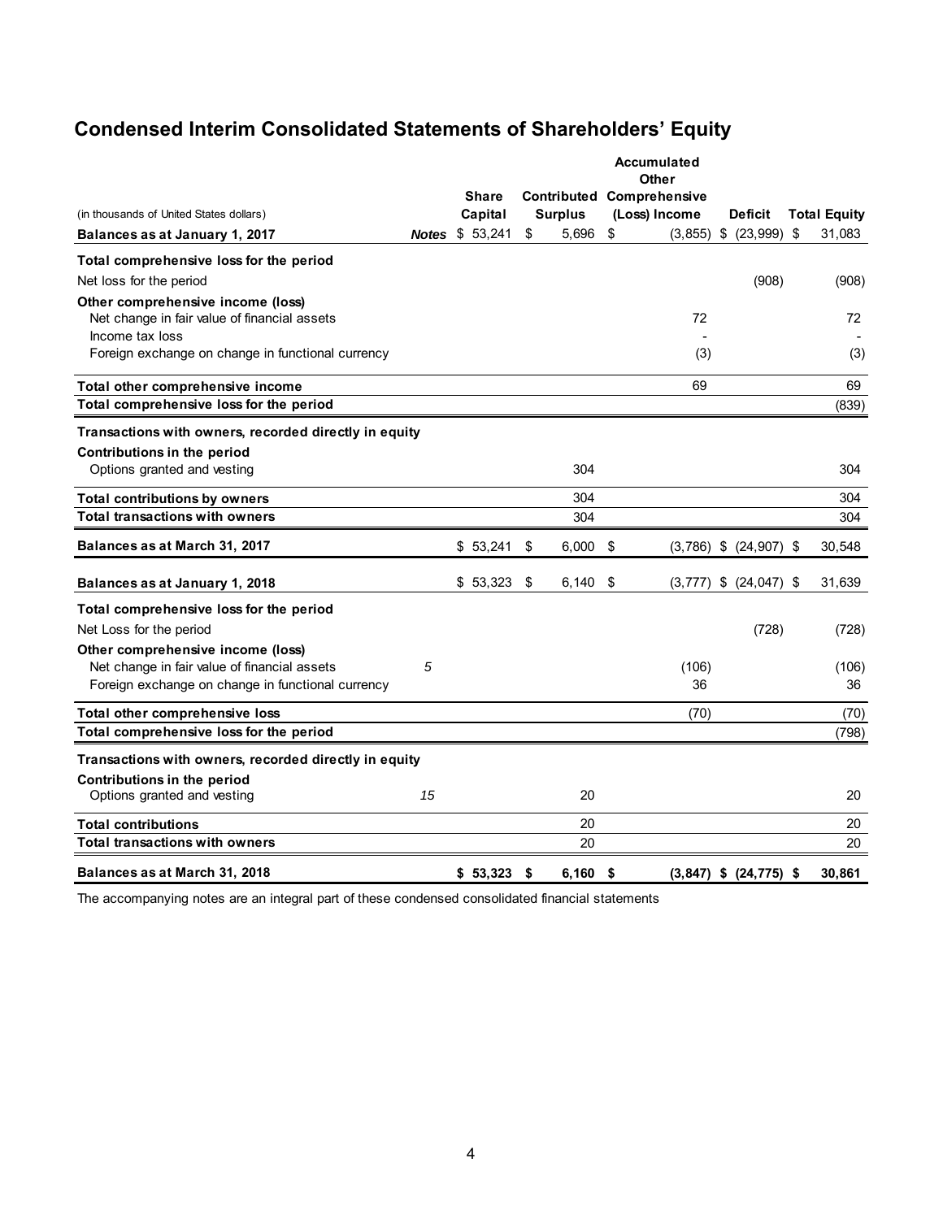## Condensed Interim Consolidated Statements of Shareholders' Equity

| (in thousands of United States dollars) | Notes | Share Capital | Contributed Surplus | Accumulated Other Comprehensive (Loss) Income | Deficit | Total Equity |
|---|---|---|---|---|---|---|
| **Balances as at January 1, 2017** | | $ 53,241 | $ 5,696 | $ (3,855) | $ (23,999) | $ 31,083 |
| **Total comprehensive loss for the period** | | | | | | |
| Net loss for the period | | | | | (908) | (908) |
| **Other comprehensive income (loss)** | | | | | | |
| Net change in fair value of financial assets | | | | 72 | | 72 |
| Income tax loss | | | | - | | - |
| Foreign exchange on change in functional currency | | | | (3) | | (3) |
| **Total other comprehensive income** | | | | 69 | | 69 |
| **Total comprehensive loss for the period** | | | | | | (839) |
| **Transactions with owners, recorded directly in equity** | | | | | | |
| **Contributions in the period** | | | | | | |
| Options granted and vesting | | | 304 | | | 304 |
| **Total contributions by owners** | | | 304 | | | 304 |
| **Total transactions with owners** | | | 304 | | | 304 |
| **Balances as at March 31, 2017** | | $ 53,241 | $ 6,000 | $ (3,786) | $ (24,907) | $ 30,548 |
| **Balances as at January 1, 2018** | | $ 53,323 | $ 6,140 | $ (3,777) | $ (24,047) | $ 31,639 |
| **Total comprehensive loss for the period** | | | | | | |
| Net Loss for the period | | | | | (728) | (728) |
| **Other comprehensive income (loss)** | | | | | | |
| Net change in fair value of financial assets | *5* | | | (106) | | (106) |
| Foreign exchange on change in functional currency | | | | 36 | | 36 |
| **Total other comprehensive loss** | | | | (70) | | (70) |
| **Total comprehensive loss for the period** | | | | | | (798) |
| **Transactions with owners, recorded directly in equity** | | | | | | |
| **Contributions in the period** | | | | | | |
| Options granted and vesting | *15* | | 20 | | | 20 |
| **Total contributions** | | | 20 | | | 20 |
| **Total transactions with owners** | | | 20 | | | 20 |
| **Balances as at March 31, 2018** | | **$ 53,323** | **$ 6,160** | **$ (3,847)** | **$ (24,775)** | **$ 30,861** |

The accompanying notes are an integral part of these condensed consolidated financial statements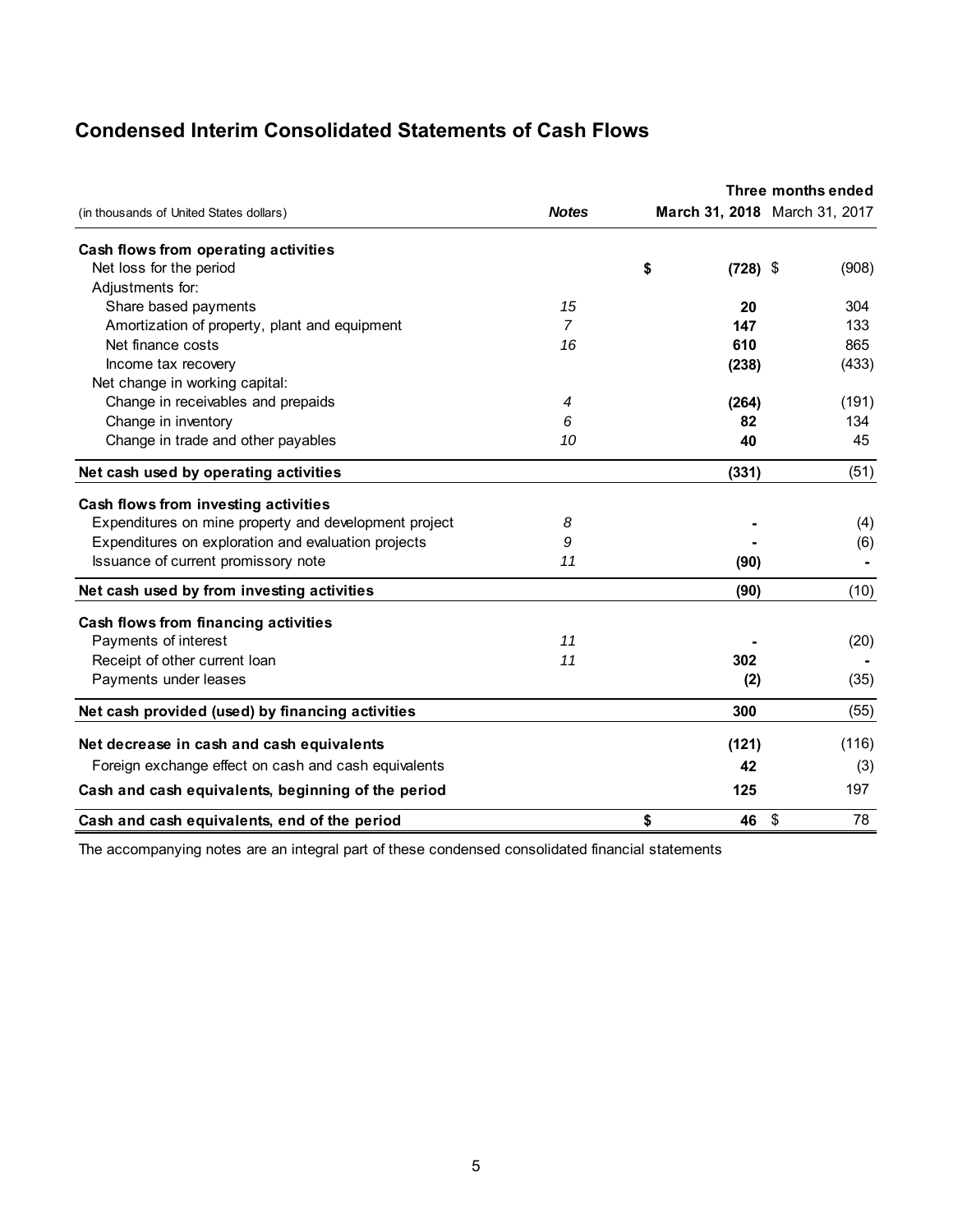## Condensed Interim Consolidated Statements of Cash Flows

| (in thousands of United States dollars) | Notes | Three months ended March 31, 2018 | Three months ended March 31, 2017 |
|---|---|---|---|
| **Cash flows from operating activities** | | | |
| Net loss for the period | | **$ (728)** | $ (908) |
| Adjustments for: | | | |
| Share based payments | *15* | **20** | 304 |
| Amortization of property, plant and equipment | *7* | **147** | 133 |
| Net finance costs | *16* | **610** | 865 |
| Income tax recovery | | **(238)** | (433) |
| Net change in working capital: | | | |
| Change in receivables and prepaids | *4* | **(264)** | (191) |
| Change in inventory | *6* | **82** | 134 |
| Change in trade and other payables | *10* | **40** | 45 |
| **Net cash used by operating activities** | | **(331)** | (51) |
| **Cash flows from investing activities** | | | |
| Expenditures on mine property and development project | *8* | **-** | (4) |
| Expenditures on exploration and evaluation projects | *9* | **-** | (6) |
| Issuance of current promissory note | *11* | **(90)** | - |
| **Net cash used by from investing activities** | | **(90)** | (10) |
| **Cash flows from financing activities** | | | |
| Payments of interest | *11* | **-** | (20) |
| Receipt of other current loan | *11* | **302** | - |
| Payments under leases | | **(2)** | (35) |
| **Net cash provided (used) by financing activities** | | **300** | (55) |
| **Net decrease in cash and cash equivalents** | | **(121)** | (116) |
| Foreign exchange effect on cash and cash equivalents | | **42** | (3) |
| **Cash and cash equivalents, beginning of the period** | | **125** | 197 |
| **Cash and cash equivalents, end of the period** | | **$ 46** | $ 78 |

The accompanying notes are an integral part of these condensed consolidated financial statements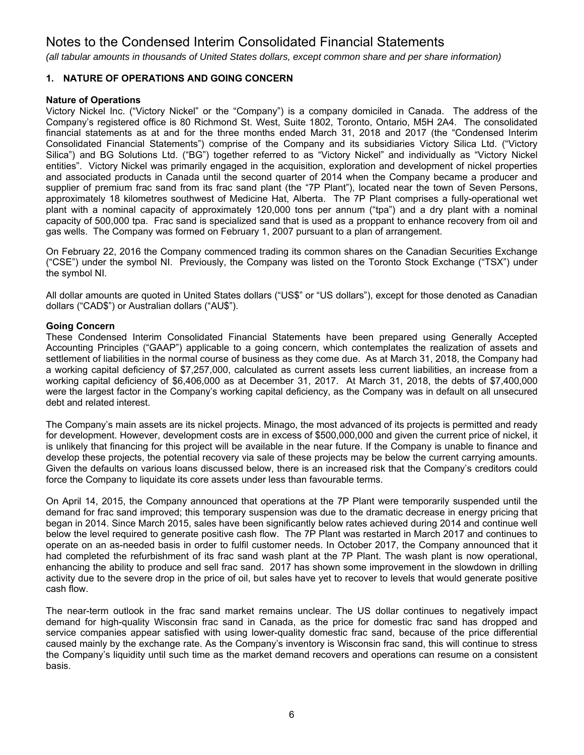# Notes to the Condensed Interim Consolidated Financial Statements

*(all tabular amounts in thousands of United States dollars, except common share and per share information)*

## 1. NATURE OF OPERATIONS AND GOING CONCERN

**Nature of Operations**

Victory Nickel Inc. ("Victory Nickel" or the "Company") is a company domiciled in Canada. The address of the Company's registered office is 80 Richmond St. West, Suite 1802, Toronto, Ontario, M5H 2A4. The consolidated financial statements as at and for the three months ended March 31, 2018 and 2017 (the "Condensed Interim Consolidated Financial Statements") comprise of the Company and its subsidiaries Victory Silica Ltd. ("Victory Silica") and BG Solutions Ltd. ("BG") together referred to as "Victory Nickel" and individually as "Victory Nickel entities". Victory Nickel was primarily engaged in the acquisition, exploration and development of nickel properties and associated products in Canada until the second quarter of 2014 when the Company became a producer and supplier of premium frac sand from its frac sand plant (the "7P Plant"), located near the town of Seven Persons, approximately 18 kilometres southwest of Medicine Hat, Alberta. The 7P Plant comprises a fully-operational wet plant with a nominal capacity of approximately 120,000 tons per annum ("tpa") and a dry plant with a nominal capacity of 500,000 tpa. Frac sand is specialized sand that is used as a proppant to enhance recovery from oil and gas wells. The Company was formed on February 1, 2007 pursuant to a plan of arrangement.

On February 22, 2016 the Company commenced trading its common shares on the Canadian Securities Exchange ("CSE") under the symbol NI. Previously, the Company was listed on the Toronto Stock Exchange ("TSX") under the symbol NI.

All dollar amounts are quoted in United States dollars ("US$" or "US dollars"), except for those denoted as Canadian dollars ("CAD$") or Australian dollars ("AU$").

**Going Concern**

These Condensed Interim Consolidated Financial Statements have been prepared using Generally Accepted Accounting Principles ("GAAP") applicable to a going concern, which contemplates the realization of assets and settlement of liabilities in the normal course of business as they come due. As at March 31, 2018, the Company had a working capital deficiency of $7,257,000, calculated as current assets less current liabilities, an increase from a working capital deficiency of $6,406,000 as at December 31, 2017. At March 31, 2018, the debts of $7,400,000 were the largest factor in the Company's working capital deficiency, as the Company was in default on all unsecured debt and related interest.

The Company's main assets are its nickel projects. Minago, the most advanced of its projects is permitted and ready for development. However, development costs are in excess of $500,000,000 and given the current price of nickel, it is unlikely that financing for this project will be available in the near future. If the Company is unable to finance and develop these projects, the potential recovery via sale of these projects may be below the current carrying amounts. Given the defaults on various loans discussed below, there is an increased risk that the Company's creditors could force the Company to liquidate its core assets under less than favourable terms.

On April 14, 2015, the Company announced that operations at the 7P Plant were temporarily suspended until the demand for frac sand improved; this temporary suspension was due to the dramatic decrease in energy pricing that began in 2014. Since March 2015, sales have been significantly below rates achieved during 2014 and continue well below the level required to generate positive cash flow. The 7P Plant was restarted in March 2017 and continues to operate on an as-needed basis in order to fulfil customer needs. In October 2017, the Company announced that it had completed the refurbishment of its frac sand wash plant at the 7P Plant. The wash plant is now operational, enhancing the ability to produce and sell frac sand. 2017 has shown some improvement in the slowdown in drilling activity due to the severe drop in the price of oil, but sales have yet to recover to levels that would generate positive cash flow.

The near-term outlook in the frac sand market remains unclear. The US dollar continues to negatively impact demand for high-quality Wisconsin frac sand in Canada, as the price for domestic frac sand has dropped and service companies appear satisfied with using lower-quality domestic frac sand, because of the price differential caused mainly by the exchange rate. As the Company's inventory is Wisconsin frac sand, this will continue to stress the Company's liquidity until such time as the market demand recovers and operations can resume on a consistent basis.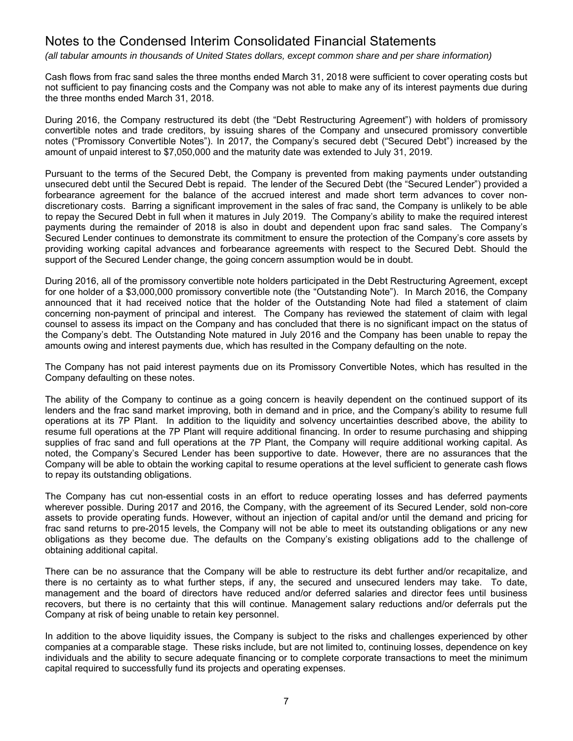# Notes to the Condensed Interim Consolidated Financial Statements

*(all tabular amounts in thousands of United States dollars, except common share and per share information)*

Cash flows from frac sand sales the three months ended March 31, 2018 were sufficient to cover operating costs but not sufficient to pay financing costs and the Company was not able to make any of its interest payments due during the three months ended March 31, 2018.

During 2016, the Company restructured its debt (the "Debt Restructuring Agreement") with holders of promissory convertible notes and trade creditors, by issuing shares of the Company and unsecured promissory convertible notes ("Promissory Convertible Notes"). In 2017, the Company's secured debt ("Secured Debt") increased by the amount of unpaid interest to $7,050,000 and the maturity date was extended to July 31, 2019.

Pursuant to the terms of the Secured Debt, the Company is prevented from making payments under outstanding unsecured debt until the Secured Debt is repaid. The lender of the Secured Debt (the "Secured Lender") provided a forbearance agreement for the balance of the accrued interest and made short term advances to cover non-discretionary costs. Barring a significant improvement in the sales of frac sand, the Company is unlikely to be able to repay the Secured Debt in full when it matures in July 2019. The Company's ability to make the required interest payments during the remainder of 2018 is also in doubt and dependent upon frac sand sales. The Company's Secured Lender continues to demonstrate its commitment to ensure the protection of the Company's core assets by providing working capital advances and forbearance agreements with respect to the Secured Debt. Should the support of the Secured Lender change, the going concern assumption would be in doubt.

During 2016, all of the promissory convertible note holders participated in the Debt Restructuring Agreement, except for one holder of a $3,000,000 promissory convertible note (the "Outstanding Note"). In March 2016, the Company announced that it had received notice that the holder of the Outstanding Note had filed a statement of claim concerning non-payment of principal and interest. The Company has reviewed the statement of claim with legal counsel to assess its impact on the Company and has concluded that there is no significant impact on the status of the Company's debt. The Outstanding Note matured in July 2016 and the Company has been unable to repay the amounts owing and interest payments due, which has resulted in the Company defaulting on the note.

The Company has not paid interest payments due on its Promissory Convertible Notes, which has resulted in the Company defaulting on these notes.

The ability of the Company to continue as a going concern is heavily dependent on the continued support of its lenders and the frac sand market improving, both in demand and in price, and the Company's ability to resume full operations at its 7P Plant. In addition to the liquidity and solvency uncertainties described above, the ability to resume full operations at the 7P Plant will require additional financing. In order to resume purchasing and shipping supplies of frac sand and full operations at the 7P Plant, the Company will require additional working capital. As noted, the Company's Secured Lender has been supportive to date. However, there are no assurances that the Company will be able to obtain the working capital to resume operations at the level sufficient to generate cash flows to repay its outstanding obligations.

The Company has cut non-essential costs in an effort to reduce operating losses and has deferred payments wherever possible. During 2017 and 2016, the Company, with the agreement of its Secured Lender, sold non-core assets to provide operating funds. However, without an injection of capital and/or until the demand and pricing for frac sand returns to pre-2015 levels, the Company will not be able to meet its outstanding obligations or any new obligations as they become due. The defaults on the Company's existing obligations add to the challenge of obtaining additional capital.

There can be no assurance that the Company will be able to restructure its debt further and/or recapitalize, and there is no certainty as to what further steps, if any, the secured and unsecured lenders may take. To date, management and the board of directors have reduced and/or deferred salaries and director fees until business recovers, but there is no certainty that this will continue. Management salary reductions and/or deferrals put the Company at risk of being unable to retain key personnel.

In addition to the above liquidity issues, the Company is subject to the risks and challenges experienced by other companies at a comparable stage. These risks include, but are not limited to, continuing losses, dependence on key individuals and the ability to secure adequate financing or to complete corporate transactions to meet the minimum capital required to successfully fund its projects and operating expenses.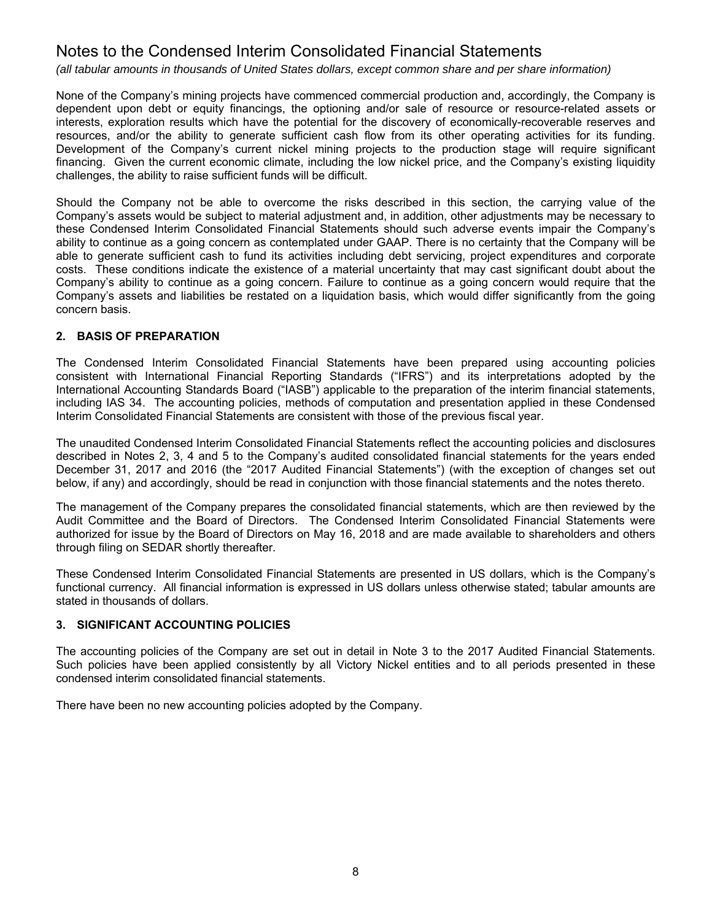# Notes to the Condensed Interim Consolidated Financial Statements

*(all tabular amounts in thousands of United States dollars, except common share and per share information)*

None of the Company's mining projects have commenced commercial production and, accordingly, the Company is dependent upon debt or equity financings, the optioning and/or sale of resource or resource-related assets or interests, exploration results which have the potential for the discovery of economically-recoverable reserves and resources, and/or the ability to generate sufficient cash flow from its other operating activities for its funding. Development of the Company's current nickel mining projects to the production stage will require significant financing. Given the current economic climate, including the low nickel price, and the Company's existing liquidity challenges, the ability to raise sufficient funds will be difficult.

Should the Company not be able to overcome the risks described in this section, the carrying value of the Company's assets would be subject to material adjustment and, in addition, other adjustments may be necessary to these Condensed Interim Consolidated Financial Statements should such adverse events impair the Company's ability to continue as a going concern as contemplated under GAAP. There is no certainty that the Company will be able to generate sufficient cash to fund its activities including debt servicing, project expenditures and corporate costs. These conditions indicate the existence of a material uncertainty that may cast significant doubt about the Company's ability to continue as a going concern. Failure to continue as a going concern would require that the Company's assets and liabilities be restated on a liquidation basis, which would differ significantly from the going concern basis.

## 2. BASIS OF PREPARATION

The Condensed Interim Consolidated Financial Statements have been prepared using accounting policies consistent with International Financial Reporting Standards ("IFRS") and its interpretations adopted by the International Accounting Standards Board ("IASB") applicable to the preparation of the interim financial statements, including IAS 34. The accounting policies, methods of computation and presentation applied in these Condensed Interim Consolidated Financial Statements are consistent with those of the previous fiscal year.

The unaudited Condensed Interim Consolidated Financial Statements reflect the accounting policies and disclosures described in Notes 2, 3, 4 and 5 to the Company's audited consolidated financial statements for the years ended December 31, 2017 and 2016 (the "2017 Audited Financial Statements") (with the exception of changes set out below, if any) and accordingly, should be read in conjunction with those financial statements and the notes thereto.

The management of the Company prepares the consolidated financial statements, which are then reviewed by the Audit Committee and the Board of Directors. The Condensed Interim Consolidated Financial Statements were authorized for issue by the Board of Directors on May 16, 2018 and are made available to shareholders and others through filing on SEDAR shortly thereafter.

These Condensed Interim Consolidated Financial Statements are presented in US dollars, which is the Company's functional currency. All financial information is expressed in US dollars unless otherwise stated; tabular amounts are stated in thousands of dollars.

## 3. SIGNIFICANT ACCOUNTING POLICIES

The accounting policies of the Company are set out in detail in Note 3 to the 2017 Audited Financial Statements. Such policies have been applied consistently by all Victory Nickel entities and to all periods presented in these condensed interim consolidated financial statements.

There have been no new accounting policies adopted by the Company.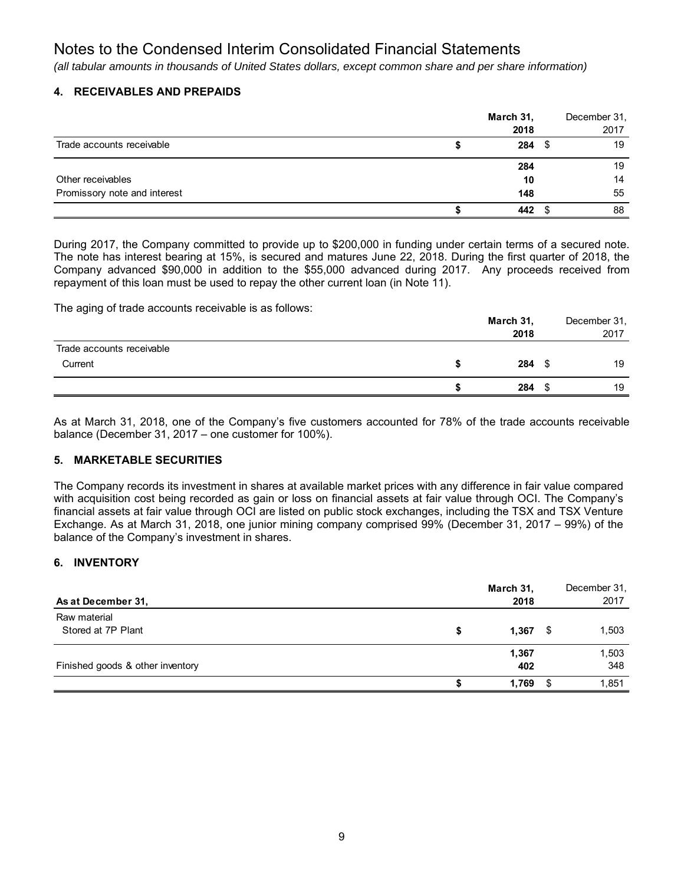# Notes to the Condensed Interim Consolidated Financial Statements

*(all tabular amounts in thousands of United States dollars, except common share and per share information)*

## 4. RECEIVABLES AND PREPAIDS

| | **March 31, 2018** | December 31, 2017 |
|---|---|---|
| Trade accounts receivable | **$ 284** | $ 19 |
| | **284** | 19 |
| Other receivables | **10** | 14 |
| Promissory note and interest | **148** | 55 |
| | **$ 442** | $ 88 |

During 2017, the Company committed to provide up to $200,000 in funding under certain terms of a secured note. The note has interest bearing at 15%, is secured and matures June 22, 2018. During the first quarter of 2018, the Company advanced $90,000 in addition to the $55,000 advanced during 2017. Any proceeds received from repayment of this loan must be used to repay the other current loan (in Note 11).

The aging of trade accounts receivable is as follows:

| | **March 31, 2018** | December 31, 2017 |
|---|---|---|
| Trade accounts receivable | | |
| Current | **$ 284** | $ 19 |
| | **$ 284** | $ 19 |

As at March 31, 2018, one of the Company's five customers accounted for 78% of the trade accounts receivable balance (December 31, 2017 – one customer for 100%).

## 5. MARKETABLE SECURITIES

The Company records its investment in shares at available market prices with any difference in fair value compared with acquisition cost being recorded as gain or loss on financial assets at fair value through OCI. The Company's financial assets at fair value through OCI are listed on public stock exchanges, including the TSX and TSX Venture Exchange. As at March 31, 2018, one junior mining company comprised 99% (December 31, 2017 – 99%) of the balance of the Company's investment in shares.

## 6. INVENTORY

| **As at December 31,** | **March 31, 2018** | December 31, 2017 |
|---|---|---|
| Raw material | | |
| Stored at 7P Plant | **$ 1,367** | $ 1,503 |
| | **1,367** | 1,503 |
| Finished goods & other inventory | **402** | 348 |
| | **$ 1,769** | $ 1,851 |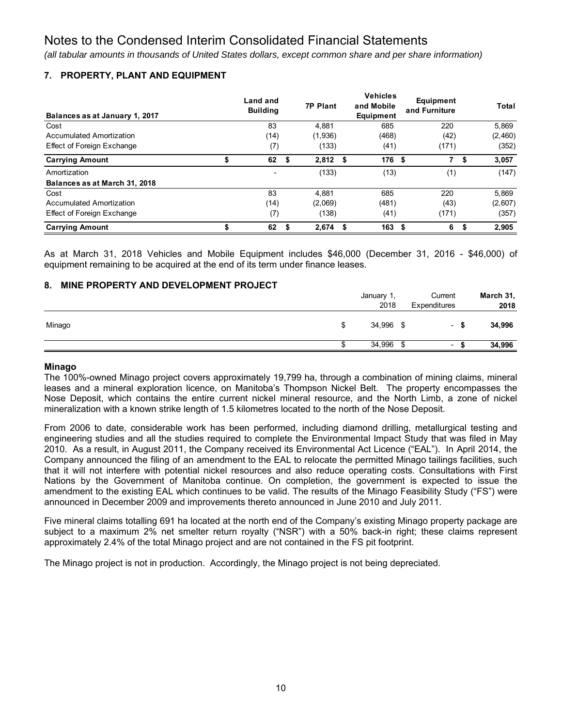# Notes to the Condensed Interim Consolidated Financial Statements

*(all tabular amounts in thousands of United States dollars, except common share and per share information)*

## 7. PROPERTY, PLANT AND EQUIPMENT

| Balances as at January 1, 2017 | Land and Building | 7P Plant | Vehicles and Mobile Equipment | Equipment and Furniture | Total |
|---|---|---|---|---|---|
| Cost | 83 | 4,881 | 685 | 220 | 5,869 |
| Accumulated Amortization | (14) | (1,936) | (468) | (42) | (2,460) |
| Effect of Foreign Exchange | (7) | (133) | (41) | (171) | (352) |
| **Carrying Amount** | **$ 62** | **$ 2,812** | **$ 176** | **$ 7** | **$ 3,057** |
| Amortization | - | (133) | (13) | (1) | (147) |
| **Balances as at March 31, 2018** | | | | | |
| Cost | 83 | 4,881 | 685 | 220 | 5,869 |
| Accumulated Amortization | (14) | (2,069) | (481) | (43) | (2,607) |
| Effect of Foreign Exchange | (7) | (138) | (41) | (171) | (357) |
| **Carrying Amount** | **$ 62** | **$ 2,674** | **$ 163** | **$ 6** | **$ 2,905** |

As at March 31, 2018 Vehicles and Mobile Equipment includes $46,000 (December 31, 2016 - $46,000) of equipment remaining to be acquired at the end of its term under finance leases.

## 8. MINE PROPERTY AND DEVELOPMENT PROJECT

| | January 1, 2018 | Current Expenditures | March 31, 2018 |
|---|---|---|---|
| Minago | $ 34,996 | $ - | **$ 34,996** |
| | $ 34,996 | $ - | **$ 34,996** |

### Minago

The 100%-owned Minago project covers approximately 19,799 ha, through a combination of mining claims, mineral leases and a mineral exploration licence, on Manitoba's Thompson Nickel Belt. The property encompasses the Nose Deposit, which contains the entire current nickel mineral resource, and the North Limb, a zone of nickel mineralization with a known strike length of 1.5 kilometres located to the north of the Nose Deposit.

From 2006 to date, considerable work has been performed, including diamond drilling, metallurgical testing and engineering studies and all the studies required to complete the Environmental Impact Study that was filed in May 2010. As a result, in August 2011, the Company received its Environmental Act Licence ("EAL"). In April 2014, the Company announced the filing of an amendment to the EAL to relocate the permitted Minago tailings facilities, such that it will not interfere with potential nickel resources and also reduce operating costs. Consultations with First Nations by the Government of Manitoba continue. On completion, the government is expected to issue the amendment to the existing EAL which continues to be valid. The results of the Minago Feasibility Study ("FS") were announced in December 2009 and improvements thereto announced in June 2010 and July 2011.

Five mineral claims totalling 691 ha located at the north end of the Company's existing Minago property package are subject to a maximum 2% net smelter return royalty ("NSR") with a 50% back-in right; these claims represent approximately 2.4% of the total Minago project and are not contained in the FS pit footprint.

The Minago project is not in production. Accordingly, the Minago project is not being depreciated.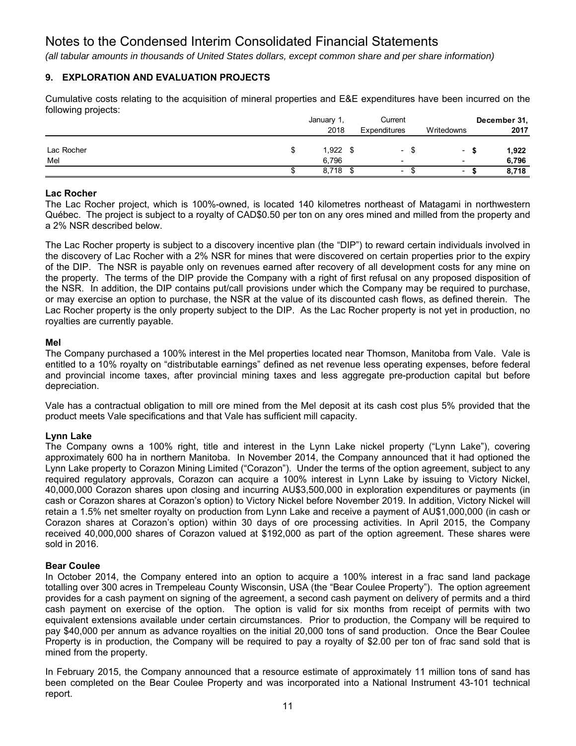# Notes to the Condensed Interim Consolidated Financial Statements

*(all tabular amounts in thousands of United States dollars, except common share and per share information)*

## 9. EXPLORATION AND EVALUATION PROJECTS

Cumulative costs relating to the acquisition of mineral properties and E&E expenditures have been incurred on the following projects:

| | January 1, 2018 | Current Expenditures | Writedowns | **December 31, 2017** |
|---|---|---|---|---|
| Lac Rocher | $ 1,922 | $ - | $ - | **$ 1,922** |
| Mel | 6,796 | - | - | **6,796** |
| | $ 8,718 | $ - | $ - | **$ 8,718** |

### Lac Rocher

The Lac Rocher project, which is 100%-owned, is located 140 kilometres northeast of Matagami in northwestern Québec. The project is subject to a royalty of CAD$0.50 per ton on any ores mined and milled from the property and a 2% NSR described below.

The Lac Rocher property is subject to a discovery incentive plan (the "DIP") to reward certain individuals involved in the discovery of Lac Rocher with a 2% NSR for mines that were discovered on certain properties prior to the expiry of the DIP. The NSR is payable only on revenues earned after recovery of all development costs for any mine on the property. The terms of the DIP provide the Company with a right of first refusal on any proposed disposition of the NSR. In addition, the DIP contains put/call provisions under which the Company may be required to purchase, or may exercise an option to purchase, the NSR at the value of its discounted cash flows, as defined therein. The Lac Rocher property is the only property subject to the DIP. As the Lac Rocher property is not yet in production, no royalties are currently payable.

### Mel

The Company purchased a 100% interest in the Mel properties located near Thomson, Manitoba from Vale. Vale is entitled to a 10% royalty on "distributable earnings" defined as net revenue less operating expenses, before federal and provincial income taxes, after provincial mining taxes and less aggregate pre-production capital but before depreciation.

Vale has a contractual obligation to mill ore mined from the Mel deposit at its cash cost plus 5% provided that the product meets Vale specifications and that Vale has sufficient mill capacity.

### Lynn Lake

The Company owns a 100% right, title and interest in the Lynn Lake nickel property ("Lynn Lake"), covering approximately 600 ha in northern Manitoba. In November 2014, the Company announced that it had optioned the Lynn Lake property to Corazon Mining Limited ("Corazon"). Under the terms of the option agreement, subject to any required regulatory approvals, Corazon can acquire a 100% interest in Lynn Lake by issuing to Victory Nickel, 40,000,000 Corazon shares upon closing and incurring AU$3,500,000 in exploration expenditures or payments (in cash or Corazon shares at Corazon's option) to Victory Nickel before November 2019. In addition, Victory Nickel will retain a 1.5% net smelter royalty on production from Lynn Lake and receive a payment of AU$1,000,000 (in cash or Corazon shares at Corazon's option) within 30 days of ore processing activities. In April 2015, the Company received 40,000,000 shares of Corazon valued at $192,000 as part of the option agreement. These shares were sold in 2016.

### Bear Coulee

In October 2014, the Company entered into an option to acquire a 100% interest in a frac sand land package totalling over 300 acres in Trempeleau County Wisconsin, USA (the "Bear Coulee Property"). The option agreement provides for a cash payment on signing of the agreement, a second cash payment on delivery of permits and a third cash payment on exercise of the option. The option is valid for six months from receipt of permits with two equivalent extensions available under certain circumstances. Prior to production, the Company will be required to pay $40,000 per annum as advance royalties on the initial 20,000 tons of sand production. Once the Bear Coulee Property is in production, the Company will be required to pay a royalty of $2.00 per ton of frac sand sold that is mined from the property.

In February 2015, the Company announced that a resource estimate of approximately 11 million tons of sand has been completed on the Bear Coulee Property and was incorporated into a National Instrument 43-101 technical report.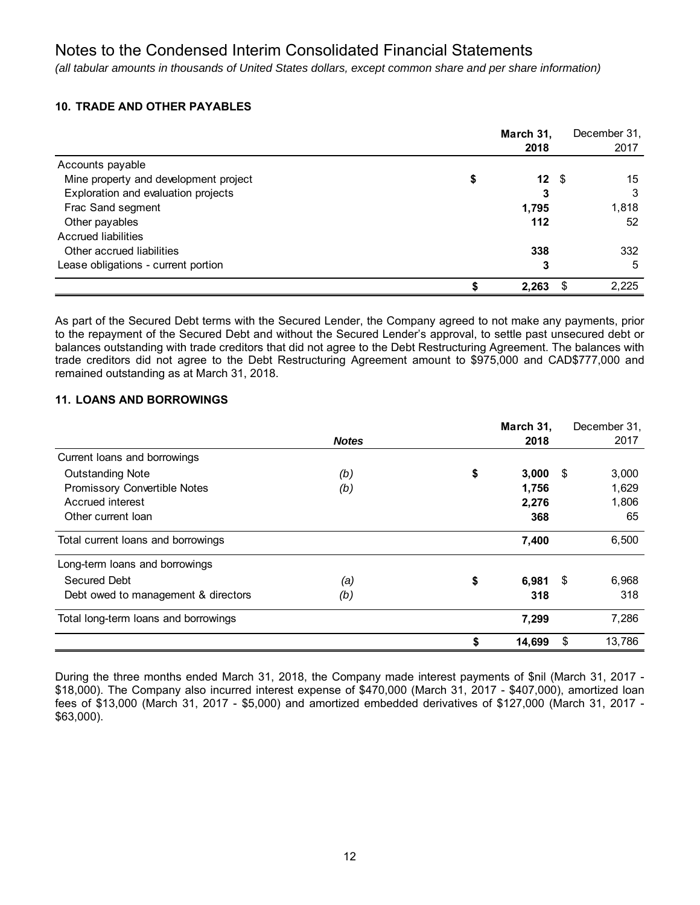# Notes to the Condensed Interim Consolidated Financial Statements

*(all tabular amounts in thousands of United States dollars, except common share and per share information)*

## 10. TRADE AND OTHER PAYABLES

| | **March 31, 2018** | December 31, 2017 |
|---|---|---|
| Accounts payable | | |
| Mine property and development project | **$ 12** | $ 15 |
| Exploration and evaluation projects | **3** | 3 |
| Frac Sand segment | **1,795** | 1,818 |
| Other payables | **112** | 52 |
| Accrued liabilities | | |
| Other accrued liabilities | **338** | 332 |
| Lease obligations - current portion | **3** | 5 |
| | **$ 2,263** | $ 2,225 |

As part of the Secured Debt terms with the Secured Lender, the Company agreed to not make any payments, prior to the repayment of the Secured Debt and without the Secured Lender's approval, to settle past unsecured debt or balances outstanding with trade creditors that did not agree to the Debt Restructuring Agreement. The balances with trade creditors did not agree to the Debt Restructuring Agreement amount to $975,000 and CAD$777,000 and remained outstanding as at March 31, 2018.

## 11. LOANS AND BORROWINGS

| | ***Notes*** | **March 31, 2018** | December 31, 2017 |
|---|---|---|---|
| Current loans and borrowings | | | |
| Outstanding Note | *(b)* | **$ 3,000** | $ 3,000 |
| Promissory Convertible Notes | *(b)* | **1,756** | 1,629 |
| Accrued interest | | **2,276** | 1,806 |
| Other current loan | | **368** | 65 |
| Total current loans and borrowings | | **7,400** | 6,500 |
| Long-term loans and borrowings | | | |
| Secured Debt | *(a)* | **$ 6,981** | $ 6,968 |
| Debt owed to management & directors | *(b)* | **318** | 318 |
| Total long-term loans and borrowings | | **7,299** | 7,286 |
| | | **$ 14,699** | $ 13,786 |

During the three months ended March 31, 2018, the Company made interest payments of $nil (March 31, 2017 - $18,000). The Company also incurred interest expense of $470,000 (March 31, 2017 - $407,000), amortized loan fees of $13,000 (March 31, 2017 - $5,000) and amortized embedded derivatives of $127,000 (March 31, 2017 - $63,000).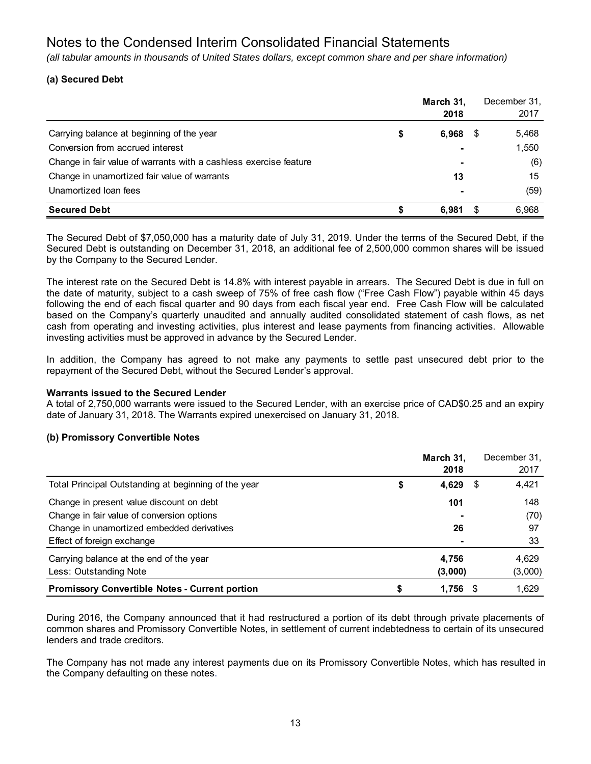# Notes to the Condensed Interim Consolidated Financial Statements

*(all tabular amounts in thousands of United States dollars, except common share and per share information)*

### (a) Secured Debt

| | March 31, 2018 | December 31, 2017 |
|---|---|---|
| Carrying balance at beginning of the year | $ 6,968 | $ 5,468 |
| Conversion from accrued interest | - | 1,550 |
| Change in fair value of warrants with a cashless exercise feature | - | (6) |
| Change in unamortized fair value of warrants | 13 | 15 |
| Unamortized loan fees | - | (59) |
| **Secured Debt** | **$ 6,981** | $ 6,968 |

The Secured Debt of $7,050,000 has a maturity date of July 31, 2019. Under the terms of the Secured Debt, if the Secured Debt is outstanding on December 31, 2018, an additional fee of 2,500,000 common shares will be issued by the Company to the Secured Lender.

The interest rate on the Secured Debt is 14.8% with interest payable in arrears. The Secured Debt is due in full on the date of maturity, subject to a cash sweep of 75% of free cash flow ("Free Cash Flow") payable within 45 days following the end of each fiscal quarter and 90 days from each fiscal year end. Free Cash Flow will be calculated based on the Company's quarterly unaudited and annually audited consolidated statement of cash flows, as net cash from operating and investing activities, plus interest and lease payments from financing activities. Allowable investing activities must be approved in advance by the Secured Lender.

In addition, the Company has agreed to not make any payments to settle past unsecured debt prior to the repayment of the Secured Debt, without the Secured Lender's approval.

**Warrants issued to the Secured Lender**
A total of 2,750,000 warrants were issued to the Secured Lender, with an exercise price of CAD$0.25 and an expiry date of January 31, 2018. The Warrants expired unexercised on January 31, 2018.

### (b) Promissory Convertible Notes

| | March 31, 2018 | December 31, 2017 |
|---|---|---|
| Total Principal Outstanding at beginning of the year | $ 4,629 | $ 4,421 |
| Change in present value discount on debt | 101 | 148 |
| Change in fair value of conversion options | - | (70) |
| Change in unamortized embedded derivatives | 26 | 97 |
| Effect of foreign exchange | - | 33 |
| Carrying balance at the end of the year | 4,756 | 4,629 |
| Less: Outstanding Note | (3,000) | (3,000) |
| **Promissory Convertible Notes - Current portion** | **$ 1,756** | $ 1,629 |

During 2016, the Company announced that it had restructured a portion of its debt through private placements of common shares and Promissory Convertible Notes, in settlement of current indebtedness to certain of its unsecured lenders and trade creditors.

The Company has not made any interest payments due on its Promissory Convertible Notes, which has resulted in the Company defaulting on these notes.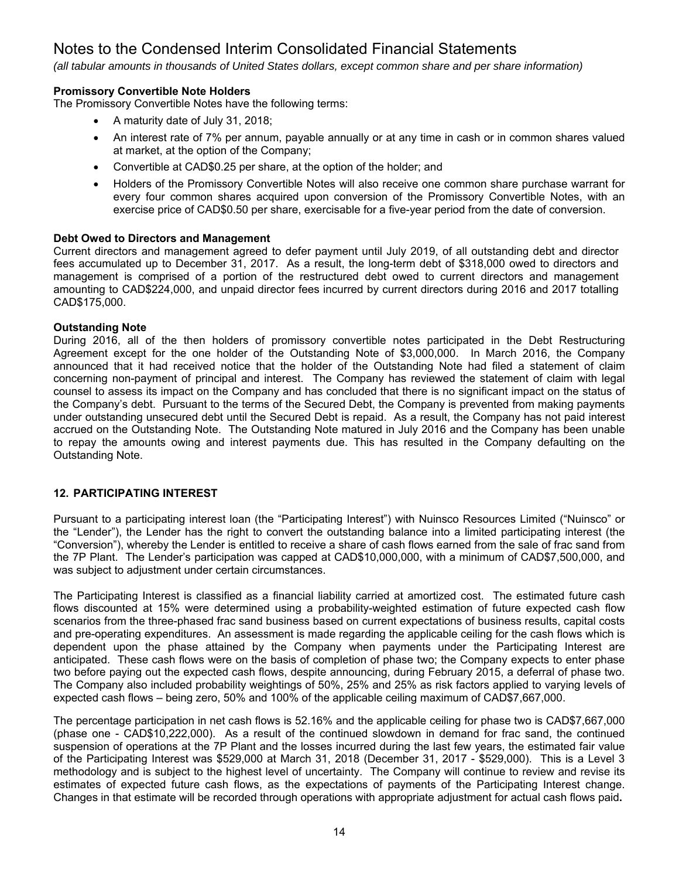# Notes to the Condensed Interim Consolidated Financial Statements

*(all tabular amounts in thousands of United States dollars, except common share and per share information)*

**Promissory Convertible Note Holders**

The Promissory Convertible Notes have the following terms:

- A maturity date of July 31, 2018;
- An interest rate of 7% per annum, payable annually or at any time in cash or in common shares valued at market, at the option of the Company;
- Convertible at CAD$0.25 per share, at the option of the holder; and
- Holders of the Promissory Convertible Notes will also receive one common share purchase warrant for every four common shares acquired upon conversion of the Promissory Convertible Notes, with an exercise price of CAD$0.50 per share, exercisable for a five-year period from the date of conversion.

**Debt Owed to Directors and Management**

Current directors and management agreed to defer payment until July 2019, of all outstanding debt and director fees accumulated up to December 31, 2017. As a result, the long-term debt of $318,000 owed to directors and management is comprised of a portion of the restructured debt owed to current directors and management amounting to CAD$224,000, and unpaid director fees incurred by current directors during 2016 and 2017 totalling CAD$175,000.

**Outstanding Note**

During 2016, all of the then holders of promissory convertible notes participated in the Debt Restructuring Agreement except for the one holder of the Outstanding Note of $3,000,000. In March 2016, the Company announced that it had received notice that the holder of the Outstanding Note had filed a statement of claim concerning non-payment of principal and interest. The Company has reviewed the statement of claim with legal counsel to assess its impact on the Company and has concluded that there is no significant impact on the status of the Company's debt. Pursuant to the terms of the Secured Debt, the Company is prevented from making payments under outstanding unsecured debt until the Secured Debt is repaid. As a result, the Company has not paid interest accrued on the Outstanding Note. The Outstanding Note matured in July 2016 and the Company has been unable to repay the amounts owing and interest payments due. This has resulted in the Company defaulting on the Outstanding Note.

## 12. PARTICIPATING INTEREST

Pursuant to a participating interest loan (the "Participating Interest") with Nuinsco Resources Limited ("Nuinsco" or the "Lender"), the Lender has the right to convert the outstanding balance into a limited participating interest (the "Conversion"), whereby the Lender is entitled to receive a share of cash flows earned from the sale of frac sand from the 7P Plant. The Lender's participation was capped at CAD$10,000,000, with a minimum of CAD$7,500,000, and was subject to adjustment under certain circumstances.

The Participating Interest is classified as a financial liability carried at amortized cost. The estimated future cash flows discounted at 15% were determined using a probability-weighted estimation of future expected cash flow scenarios from the three-phased frac sand business based on current expectations of business results, capital costs and pre-operating expenditures. An assessment is made regarding the applicable ceiling for the cash flows which is dependent upon the phase attained by the Company when payments under the Participating Interest are anticipated. These cash flows were on the basis of completion of phase two; the Company expects to enter phase two before paying out the expected cash flows, despite announcing, during February 2015, a deferral of phase two. The Company also included probability weightings of 50%, 25% and 25% as risk factors applied to varying levels of expected cash flows – being zero, 50% and 100% of the applicable ceiling maximum of CAD$7,667,000.

The percentage participation in net cash flows is 52.16% and the applicable ceiling for phase two is CAD$7,667,000 (phase one - CAD$10,222,000). As a result of the continued slowdown in demand for frac sand, the continued suspension of operations at the 7P Plant and the losses incurred during the last few years, the estimated fair value of the Participating Interest was $529,000 at March 31, 2018 (December 31, 2017 - $529,000). This is a Level 3 methodology and is subject to the highest level of uncertainty. The Company will continue to review and revise its estimates of expected future cash flows, as the expectations of payments of the Participating Interest change. Changes in that estimate will be recorded through operations with appropriate adjustment for actual cash flows paid.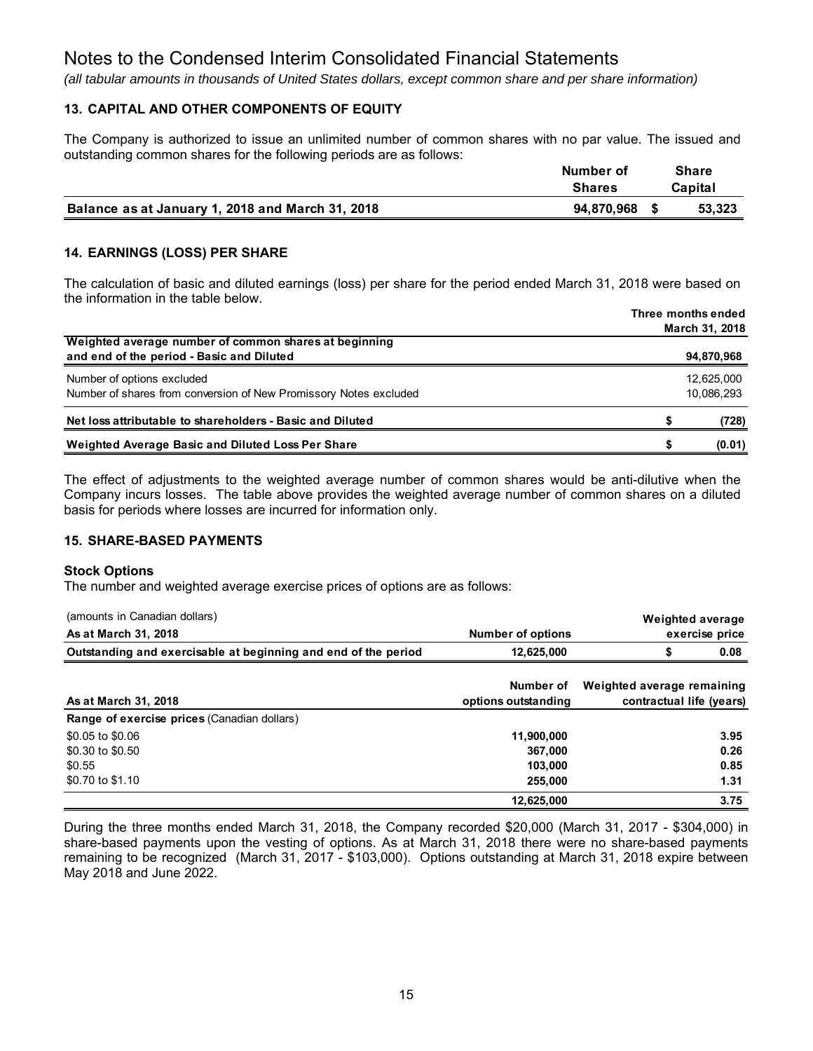# Notes to the Condensed Interim Consolidated Financial Statements

*(all tabular amounts in thousands of United States dollars, except common share and per share information)*

## 13. CAPITAL AND OTHER COMPONENTS OF EQUITY

The Company is authorized to issue an unlimited number of common shares with no par value. The issued and outstanding common shares for the following periods are as follows:

| | Number of Shares | Share Capital |
|---|---|---|
| **Balance as at January 1, 2018 and March 31, 2018** | **94,870,968** | **$ 53,323** |

## 14. EARNINGS (LOSS) PER SHARE

The calculation of basic and diluted earnings (loss) per share for the period ended March 31, 2018 were based on the information in the table below.

| | Three months ended March 31, 2018 |
|---|---|
| **Weighted average number of common shares at beginning and end of the period - Basic and Diluted** | **94,870,968** |
| Number of options excluded | 12,625,000 |
| Number of shares from conversion of New Promissory Notes excluded | 10,086,293 |
| **Net loss attributable to shareholders - Basic and Diluted** | **$ (728)** |
| **Weighted Average Basic and Diluted Loss Per Share** | **$ (0.01)** |

The effect of adjustments to the weighted average number of common shares would be anti-dilutive when the Company incurs losses. The table above provides the weighted average number of common shares on a diluted basis for periods where losses are incurred for information only.

## 15. SHARE-BASED PAYMENTS

### Stock Options

The number and weighted average exercise prices of options are as follows:

| (amounts in Canadian dollars)<br>**As at March 31, 2018** | **Number of options** | **Weighted average exercise price** |
|---|---|---|
| **Outstanding and exercisable at beginning and end of the period** | **12,625,000** | **$ 0.08** |

| **As at March 31, 2018** | **Number of options outstanding** | **Weighted average remaining contractual life (years)** |
|---|---|---|
| **Range of exercise prices** (Canadian dollars) | | |
| $0.05 to $0.06 | **11,900,000** | **3.95** |
| $0.30 to $0.50 | **367,000** | **0.26** |
| $0.55 | **103,000** | **0.85** |
| $0.70 to $1.10 | **255,000** | **1.31** |
| | **12,625,000** | **3.75** |

During the three months ended March 31, 2018, the Company recorded $20,000 (March 31, 2017 - $304,000) in share-based payments upon the vesting of options. As at March 31, 2018 there were no share-based payments remaining to be recognized (March 31, 2017 - $103,000). Options outstanding at March 31, 2018 expire between May 2018 and June 2022.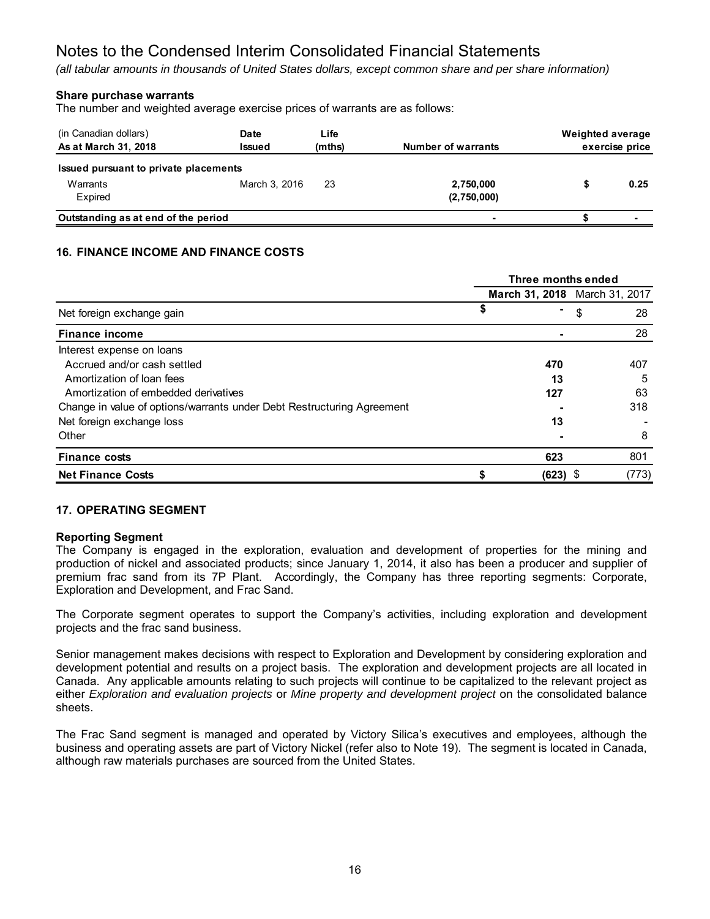# Notes to the Condensed Interim Consolidated Financial Statements

*(all tabular amounts in thousands of United States dollars, except common share and per share information)*

### Share purchase warrants

The number and weighted average exercise prices of warrants are as follows:

| (in Canadian dollars)<br>**As at March 31, 2018** | **Date Issued** | **Life (mths)** | **Number of warrants** | **Weighted average exercise price** |
|---|---|---|---|---|
| **Issued pursuant to private placements** | | | | |
| Warrants | March 3, 2016 | 23 | **2,750,000** | **$ 0.25** |
| Expired | | | **(2,750,000)** | |
| **Outstanding as at end of the period** | | | **-** | **$ -** |

## 16. FINANCE INCOME AND FINANCE COSTS

| | Three months ended | |
|---|---|---|
| | **March 31, 2018** | March 31, 2017 |
| Net foreign exchange gain | **$ -** | $ 28 |
| **Finance income** | **-** | 28 |
| Interest expense on loans | | |
| Accrued and/or cash settled | **470** | 407 |
| Amortization of loan fees | **13** | 5 |
| Amortization of embedded derivatives | **127** | 63 |
| Change in value of options/warrants under Debt Restructuring Agreement | **-** | 318 |
| Net foreign exchange loss | **13** | - |
| Other | **-** | 8 |
| **Finance costs** | **623** | 801 |
| **Net Finance Costs** | **$ (623)** | $ (773) |

## 17. OPERATING SEGMENT

### Reporting Segment

The Company is engaged in the exploration, evaluation and development of properties for the mining and production of nickel and associated products; since January 1, 2014, it also has been a producer and supplier of premium frac sand from its 7P Plant. Accordingly, the Company has three reporting segments: Corporate, Exploration and Development, and Frac Sand.

The Corporate segment operates to support the Company's activities, including exploration and development projects and the frac sand business.

Senior management makes decisions with respect to Exploration and Development by considering exploration and development potential and results on a project basis. The exploration and development projects are all located in Canada. Any applicable amounts relating to such projects will continue to be capitalized to the relevant project as either *Exploration and evaluation projects* or *Mine property and development project* on the consolidated balance sheets.

The Frac Sand segment is managed and operated by Victory Silica's executives and employees, although the business and operating assets are part of Victory Nickel (refer also to Note 19). The segment is located in Canada, although raw materials purchases are sourced from the United States.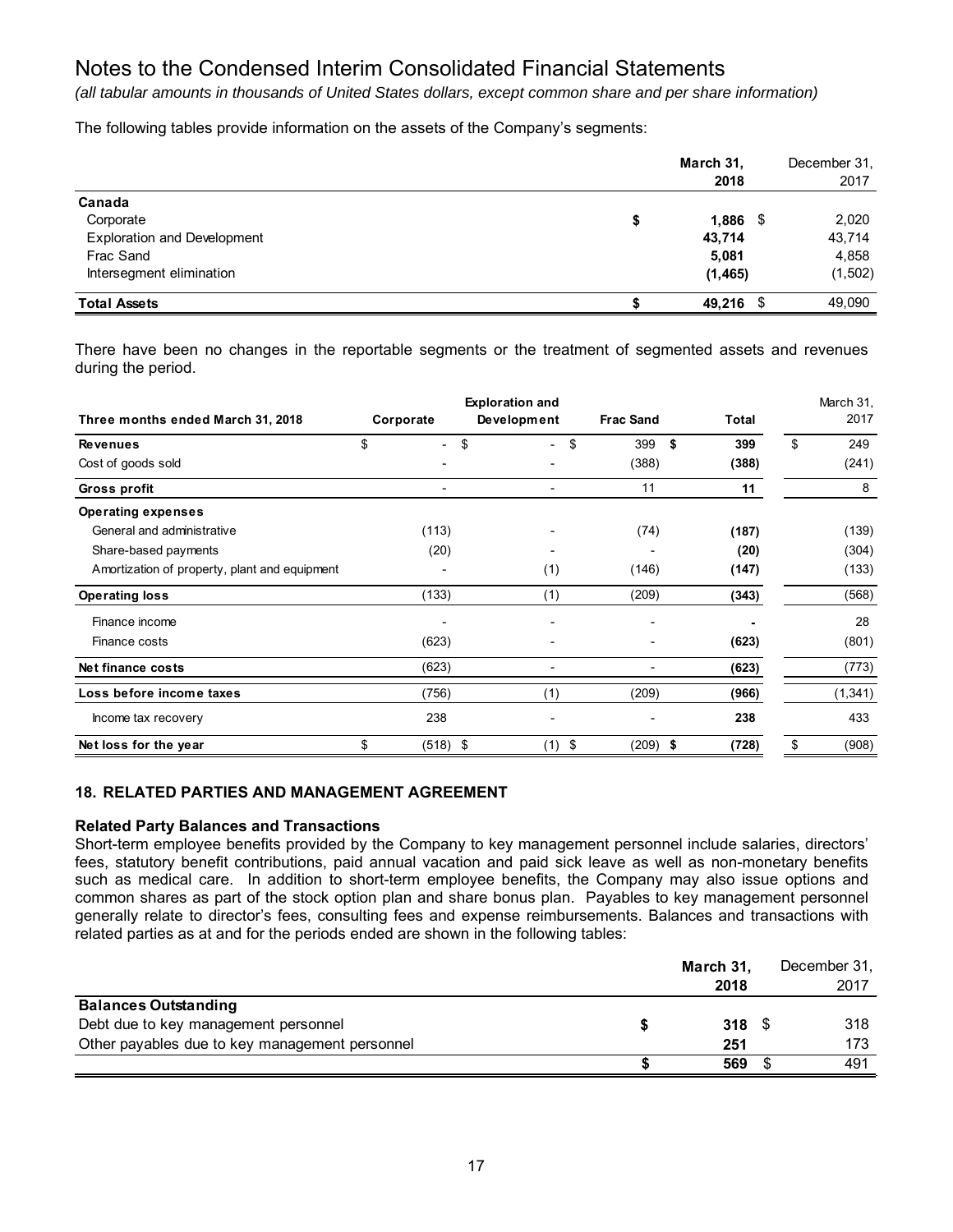# Notes to the Condensed Interim Consolidated Financial Statements

*(all tabular amounts in thousands of United States dollars, except common share and per share information)*

The following tables provide information on the assets of the Company's segments:

| | March 31, 2018 | December 31, 2017 |
|---|---|---|
| **Canada** | | |
| Corporate | $ 1,886 | $ 2,020 |
| Exploration and Development | 43,714 | 43,714 |
| Frac Sand | 5,081 | 4,858 |
| Intersegment elimination | (1,465) | (1,502) |
| **Total Assets** | $ 49,216 | $ 49,090 |

There have been no changes in the reportable segments or the treatment of segmented assets and revenues during the period.

| Three months ended March 31, 2018 | Corporate | Exploration and Development | Frac Sand | Total | March 31, 2017 |
|---|---|---|---|---|---|
| **Revenues** | $ - | $ - | $ 399 | $ 399 | $ 249 |
| Cost of goods sold | - | - | (388) | (388) | (241) |
| **Gross profit** | - | - | 11 | 11 | 8 |
| **Operating expenses** | | | | | |
| General and administrative | (113) | - | (74) | (187) | (139) |
| Share-based payments | (20) | - | - | (20) | (304) |
| Amortization of property, plant and equipment | - | (1) | (146) | (147) | (133) |
| **Operating loss** | (133) | (1) | (209) | (343) | (568) |
| Finance income | - | - | - | - | 28 |
| Finance costs | (623) | - | - | (623) | (801) |
| **Net finance costs** | (623) | - | - | (623) | (773) |
| **Loss before income taxes** | (756) | (1) | (209) | (966) | (1,341) |
| Income tax recovery | 238 | - | - | 238 | 433 |
| **Net loss for the year** | $ (518) | $ (1) | $ (209) | $ (728) | $ (908) |

## 18. RELATED PARTIES AND MANAGEMENT AGREEMENT

### Related Party Balances and Transactions

Short-term employee benefits provided by the Company to key management personnel include salaries, directors' fees, statutory benefit contributions, paid annual vacation and paid sick leave as well as non-monetary benefits such as medical care. In addition to short-term employee benefits, the Company may also issue options and common shares as part of the stock option plan and share bonus plan. Payables to key management personnel generally relate to director's fees, consulting fees and expense reimbursements. Balances and transactions with related parties as at and for the periods ended are shown in the following tables:

| | March 31, 2018 | December 31, 2017 |
|---|---|---|
| **Balances Outstanding** | | |
| Debt due to key management personnel | $ 318 | $ 318 |
| Other payables due to key management personnel | 251 | 173 |
| | $ 569 | $ 491 |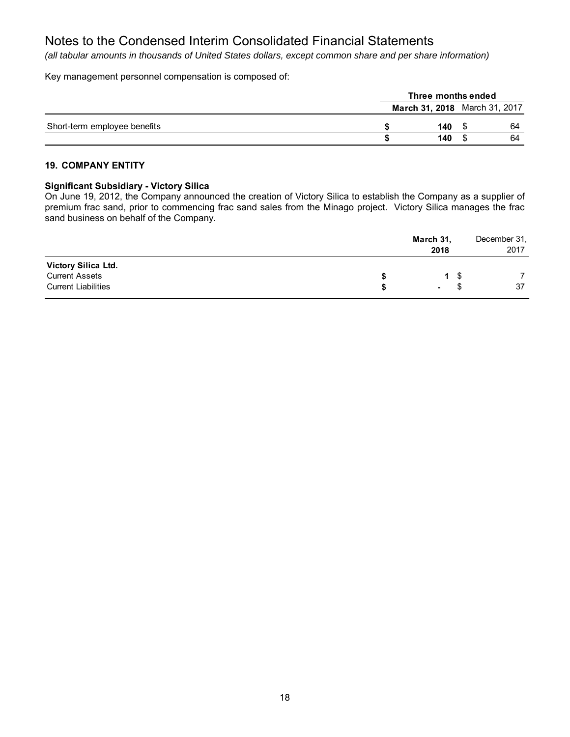# Notes to the Condensed Interim Consolidated Financial Statements

*(all tabular amounts in thousands of United States dollars, except common share and per share information)*

Key management personnel compensation is composed of:

| | Three months ended | |
|---|---|---|
| | **March 31, 2018** | March 31, 2017 |
| Short-term employee benefits | **$ 140** | $ 64 |
| | **$ 140** | $ 64 |

### 19. COMPANY ENTITY

**Significant Subsidiary - Victory Silica**

On June 19, 2012, the Company announced the creation of Victory Silica to establish the Company as a supplier of premium frac sand, prior to commencing frac sand sales from the Minago project. Victory Silica manages the frac sand business on behalf of the Company.

| | **March 31, 2018** | December 31, 2017 |
|---|---|---|
| **Victory Silica Ltd.** | | |
| Current Assets | **$ 1** | $ 7 |
| Current Liabilities | **$ -** | $ 37 |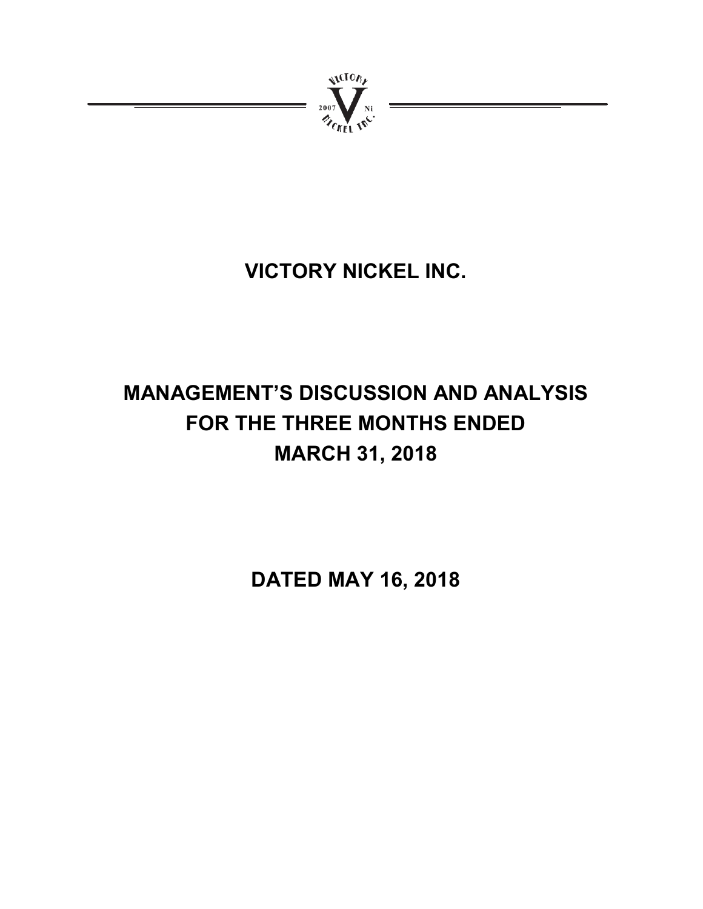# VICTORY NICKEL INC.

# MANAGEMENT'S DISCUSSION AND ANALYSIS FOR THE THREE MONTHS ENDED MARCH 31, 2018

## DATED MAY 16, 2018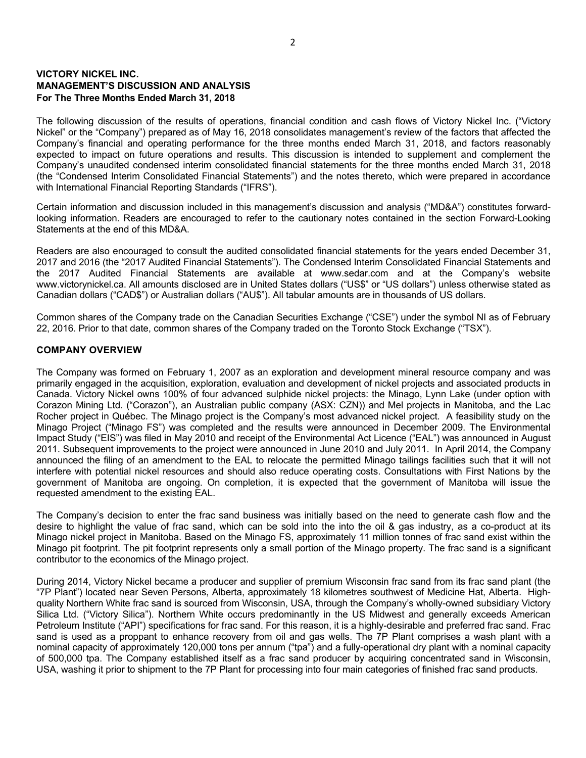**VICTORY NICKEL INC.**
**MANAGEMENT'S DISCUSSION AND ANALYSIS**
**For The Three Months Ended March 31, 2018**

The following discussion of the results of operations, financial condition and cash flows of Victory Nickel Inc. ("Victory Nickel" or the "Company") prepared as of May 16, 2018 consolidates management's review of the factors that affected the Company's financial and operating performance for the three months ended March 31, 2018, and factors reasonably expected to impact on future operations and results. This discussion is intended to supplement and complement the Company's unaudited condensed interim consolidated financial statements for the three months ended March 31, 2018 (the "Condensed Interim Consolidated Financial Statements") and the notes thereto, which were prepared in accordance with International Financial Reporting Standards ("IFRS").

Certain information and discussion included in this management's discussion and analysis ("MD&A") constitutes forward-looking information. Readers are encouraged to refer to the cautionary notes contained in the section Forward-Looking Statements at the end of this MD&A.

Readers are also encouraged to consult the audited consolidated financial statements for the years ended December 31, 2017 and 2016 (the "2017 Audited Financial Statements"). The Condensed Interim Consolidated Financial Statements and the 2017 Audited Financial Statements are available at www.sedar.com and at the Company's website www.victorynickel.ca. All amounts disclosed are in United States dollars ("US$" or "US dollars") unless otherwise stated as Canadian dollars ("CAD$") or Australian dollars ("AU$"). All tabular amounts are in thousands of US dollars.

Common shares of the Company trade on the Canadian Securities Exchange ("CSE") under the symbol NI as of February 22, 2016. Prior to that date, common shares of the Company traded on the Toronto Stock Exchange ("TSX").

## COMPANY OVERVIEW

The Company was formed on February 1, 2007 as an exploration and development mineral resource company and was primarily engaged in the acquisition, exploration, evaluation and development of nickel projects and associated products in Canada. Victory Nickel owns 100% of four advanced sulphide nickel projects: the Minago, Lynn Lake (under option with Corazon Mining Ltd. ("Corazon"), an Australian public company (ASX: CZN)) and Mel projects in Manitoba, and the Lac Rocher project in Québec. The Minago project is the Company's most advanced nickel project. A feasibility study on the Minago Project ("Minago FS") was completed and the results were announced in December 2009. The Environmental Impact Study ("EIS") was filed in May 2010 and receipt of the Environmental Act Licence ("EAL") was announced in August 2011. Subsequent improvements to the project were announced in June 2010 and July 2011. In April 2014, the Company announced the filing of an amendment to the EAL to relocate the permitted Minago tailings facilities such that it will not interfere with potential nickel resources and should also reduce operating costs. Consultations with First Nations by the government of Manitoba are ongoing. On completion, it is expected that the government of Manitoba will issue the requested amendment to the existing EAL.

The Company's decision to enter the frac sand business was initially based on the need to generate cash flow and the desire to highlight the value of frac sand, which can be sold into the into the oil & gas industry, as a co-product at its Minago nickel project in Manitoba. Based on the Minago FS, approximately 11 million tonnes of frac sand exist within the Minago pit footprint. The pit footprint represents only a small portion of the Minago property. The frac sand is a significant contributor to the economics of the Minago project.

During 2014, Victory Nickel became a producer and supplier of premium Wisconsin frac sand from its frac sand plant (the "7P Plant") located near Seven Persons, Alberta, approximately 18 kilometres southwest of Medicine Hat, Alberta. High-quality Northern White frac sand is sourced from Wisconsin, USA, through the Company's wholly-owned subsidiary Victory Silica Ltd. ("Victory Silica"). Northern White occurs predominantly in the US Midwest and generally exceeds American Petroleum Institute ("API") specifications for frac sand. For this reason, it is a highly-desirable and preferred frac sand. Frac sand is used as a proppant to enhance recovery from oil and gas wells. The 7P Plant comprises a wash plant with a nominal capacity of approximately 120,000 tons per annum ("tpa") and a fully-operational dry plant with a nominal capacity of 500,000 tpa. The Company established itself as a frac sand producer by acquiring concentrated sand in Wisconsin, USA, washing it prior to shipment to the 7P Plant for processing into four main categories of finished frac sand products.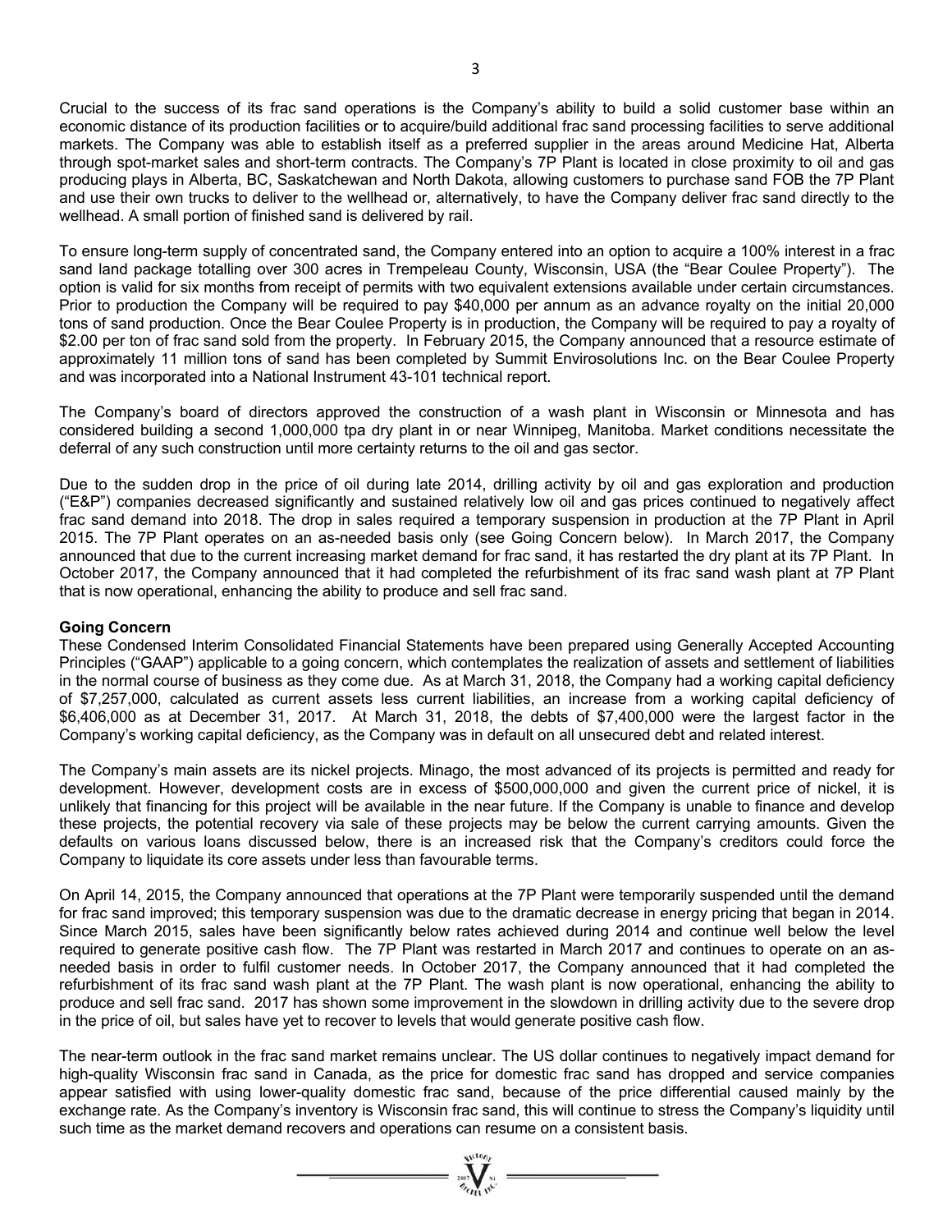Crucial to the success of its frac sand operations is the Company's ability to build a solid customer base within an economic distance of its production facilities or to acquire/build additional frac sand processing facilities to serve additional markets. The Company was able to establish itself as a preferred supplier in the areas around Medicine Hat, Alberta through spot-market sales and short-term contracts. The Company's 7P Plant is located in close proximity to oil and gas producing plays in Alberta, BC, Saskatchewan and North Dakota, allowing customers to purchase sand FOB the 7P Plant and use their own trucks to deliver to the wellhead or, alternatively, to have the Company deliver frac sand directly to the wellhead. A small portion of finished sand is delivered by rail.

To ensure long-term supply of concentrated sand, the Company entered into an option to acquire a 100% interest in a frac sand land package totalling over 300 acres in Trempeleau County, Wisconsin, USA (the "Bear Coulee Property"). The option is valid for six months from receipt of permits with two equivalent extensions available under certain circumstances. Prior to production the Company will be required to pay $40,000 per annum as an advance royalty on the initial 20,000 tons of sand production. Once the Bear Coulee Property is in production, the Company will be required to pay a royalty of $2.00 per ton of frac sand sold from the property. In February 2015, the Company announced that a resource estimate of approximately 11 million tons of sand has been completed by Summit Envirosolutions Inc. on the Bear Coulee Property and was incorporated into a National Instrument 43-101 technical report.

The Company's board of directors approved the construction of a wash plant in Wisconsin or Minnesota and has considered building a second 1,000,000 tpa dry plant in or near Winnipeg, Manitoba. Market conditions necessitate the deferral of any such construction until more certainty returns to the oil and gas sector.

Due to the sudden drop in the price of oil during late 2014, drilling activity by oil and gas exploration and production ("E&P") companies decreased significantly and sustained relatively low oil and gas prices continued to negatively affect frac sand demand into 2018. The drop in sales required a temporary suspension in production at the 7P Plant in April 2015. The 7P Plant operates on an as-needed basis only (see Going Concern below). In March 2017, the Company announced that due to the current increasing market demand for frac sand, it has restarted the dry plant at its 7P Plant. In October 2017, the Company announced that it had completed the refurbishment of its frac sand wash plant at 7P Plant that is now operational, enhancing the ability to produce and sell frac sand.

**Going Concern**

These Condensed Interim Consolidated Financial Statements have been prepared using Generally Accepted Accounting Principles ("GAAP") applicable to a going concern, which contemplates the realization of assets and settlement of liabilities in the normal course of business as they come due. As at March 31, 2018, the Company had a working capital deficiency of $7,257,000, calculated as current assets less current liabilities, an increase from a working capital deficiency of $6,406,000 as at December 31, 2017. At March 31, 2018, the debts of $7,400,000 were the largest factor in the Company's working capital deficiency, as the Company was in default on all unsecured debt and related interest.

The Company's main assets are its nickel projects. Minago, the most advanced of its projects is permitted and ready for development. However, development costs are in excess of $500,000,000 and given the current price of nickel, it is unlikely that financing for this project will be available in the near future. If the Company is unable to finance and develop these projects, the potential recovery via sale of these projects may be below the current carrying amounts. Given the defaults on various loans discussed below, there is an increased risk that the Company's creditors could force the Company to liquidate its core assets under less than favourable terms.

On April 14, 2015, the Company announced that operations at the 7P Plant were temporarily suspended until the demand for frac sand improved; this temporary suspension was due to the dramatic decrease in energy pricing that began in 2014. Since March 2015, sales have been significantly below rates achieved during 2014 and continue well below the level required to generate positive cash flow. The 7P Plant was restarted in March 2017 and continues to operate on an as-needed basis in order to fulfil customer needs. In October 2017, the Company announced that it had completed the refurbishment of its frac sand wash plant at the 7P Plant. The wash plant is now operational, enhancing the ability to produce and sell frac sand. 2017 has shown some improvement in the slowdown in drilling activity due to the severe drop in the price of oil, but sales have yet to recover to levels that would generate positive cash flow.

The near-term outlook in the frac sand market remains unclear. The US dollar continues to negatively impact demand for high-quality Wisconsin frac sand in Canada, as the price for domestic frac sand has dropped and service companies appear satisfied with using lower-quality domestic frac sand, because of the price differential caused mainly by the exchange rate. As the Company's inventory is Wisconsin frac sand, this will continue to stress the Company's liquidity until such time as the market demand recovers and operations can resume on a consistent basis.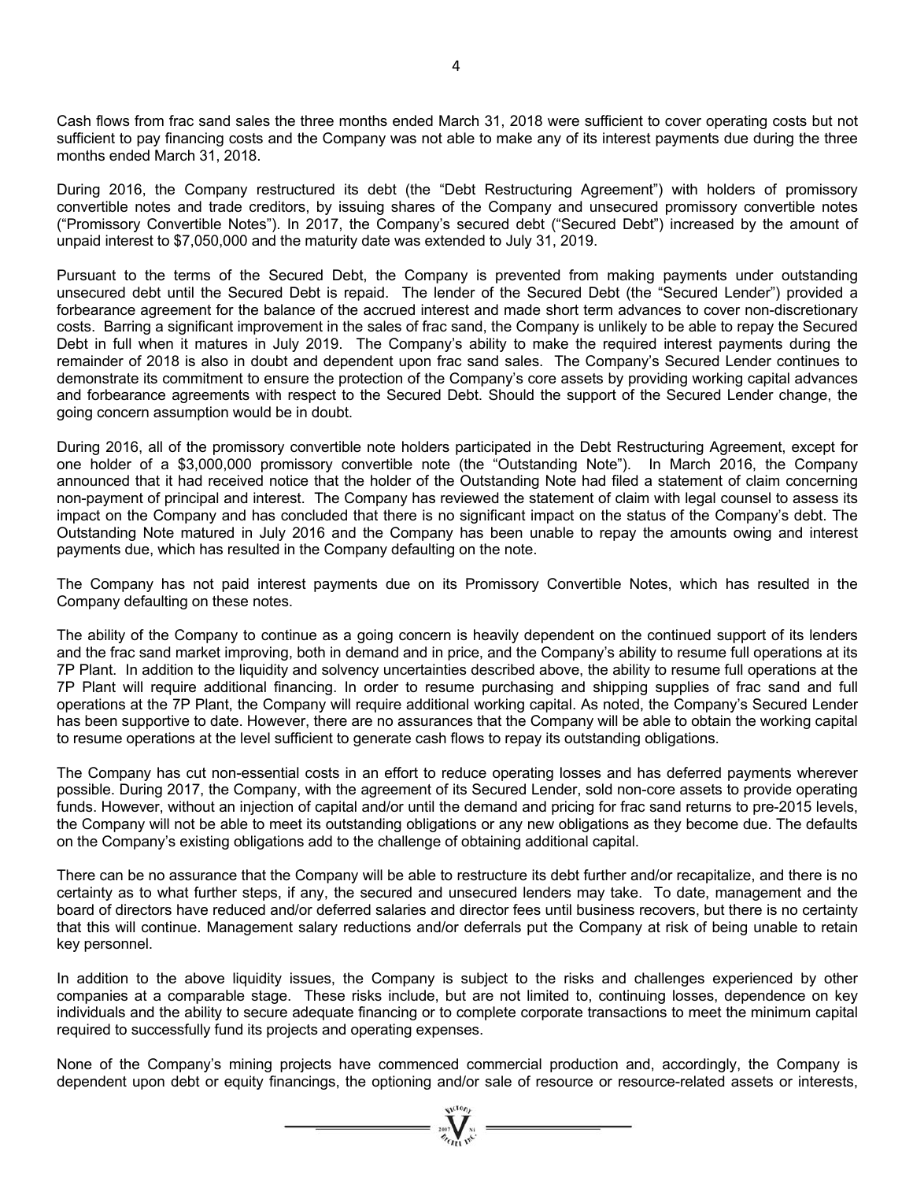Cash flows from frac sand sales the three months ended March 31, 2018 were sufficient to cover operating costs but not sufficient to pay financing costs and the Company was not able to make any of its interest payments due during the three months ended March 31, 2018.

During 2016, the Company restructured its debt (the "Debt Restructuring Agreement") with holders of promissory convertible notes and trade creditors, by issuing shares of the Company and unsecured promissory convertible notes ("Promissory Convertible Notes"). In 2017, the Company's secured debt ("Secured Debt") increased by the amount of unpaid interest to $7,050,000 and the maturity date was extended to July 31, 2019.

Pursuant to the terms of the Secured Debt, the Company is prevented from making payments under outstanding unsecured debt until the Secured Debt is repaid. The lender of the Secured Debt (the "Secured Lender") provided a forbearance agreement for the balance of the accrued interest and made short term advances to cover non-discretionary costs. Barring a significant improvement in the sales of frac sand, the Company is unlikely to be able to repay the Secured Debt in full when it matures in July 2019. The Company's ability to make the required interest payments during the remainder of 2018 is also in doubt and dependent upon frac sand sales. The Company's Secured Lender continues to demonstrate its commitment to ensure the protection of the Company's core assets by providing working capital advances and forbearance agreements with respect to the Secured Debt. Should the support of the Secured Lender change, the going concern assumption would be in doubt.

During 2016, all of the promissory convertible note holders participated in the Debt Restructuring Agreement, except for one holder of a $3,000,000 promissory convertible note (the "Outstanding Note"). In March 2016, the Company announced that it had received notice that the holder of the Outstanding Note had filed a statement of claim concerning non-payment of principal and interest. The Company has reviewed the statement of claim with legal counsel to assess its impact on the Company and has concluded that there is no significant impact on the status of the Company's debt. The Outstanding Note matured in July 2016 and the Company has been unable to repay the amounts owing and interest payments due, which has resulted in the Company defaulting on the note.

The Company has not paid interest payments due on its Promissory Convertible Notes, which has resulted in the Company defaulting on these notes.

The ability of the Company to continue as a going concern is heavily dependent on the continued support of its lenders and the frac sand market improving, both in demand and in price, and the Company's ability to resume full operations at its 7P Plant. In addition to the liquidity and solvency uncertainties described above, the ability to resume full operations at the 7P Plant will require additional financing. In order to resume purchasing and shipping supplies of frac sand and full operations at the 7P Plant, the Company will require additional working capital. As noted, the Company's Secured Lender has been supportive to date. However, there are no assurances that the Company will be able to obtain the working capital to resume operations at the level sufficient to generate cash flows to repay its outstanding obligations.

The Company has cut non-essential costs in an effort to reduce operating losses and has deferred payments wherever possible. During 2017, the Company, with the agreement of its Secured Lender, sold non-core assets to provide operating funds. However, without an injection of capital and/or until the demand and pricing for frac sand returns to pre-2015 levels, the Company will not be able to meet its outstanding obligations or any new obligations as they become due. The defaults on the Company's existing obligations add to the challenge of obtaining additional capital.

There can be no assurance that the Company will be able to restructure its debt further and/or recapitalize, and there is no certainty as to what further steps, if any, the secured and unsecured lenders may take. To date, management and the board of directors have reduced and/or deferred salaries and director fees until business recovers, but there is no certainty that this will continue. Management salary reductions and/or deferrals put the Company at risk of being unable to retain key personnel.

In addition to the above liquidity issues, the Company is subject to the risks and challenges experienced by other companies at a comparable stage. These risks include, but are not limited to, continuing losses, dependence on key individuals and the ability to secure adequate financing or to complete corporate transactions to meet the minimum capital required to successfully fund its projects and operating expenses.

None of the Company's mining projects have commenced commercial production and, accordingly, the Company is dependent upon debt or equity financings, the optioning and/or sale of resource or resource-related assets or interests,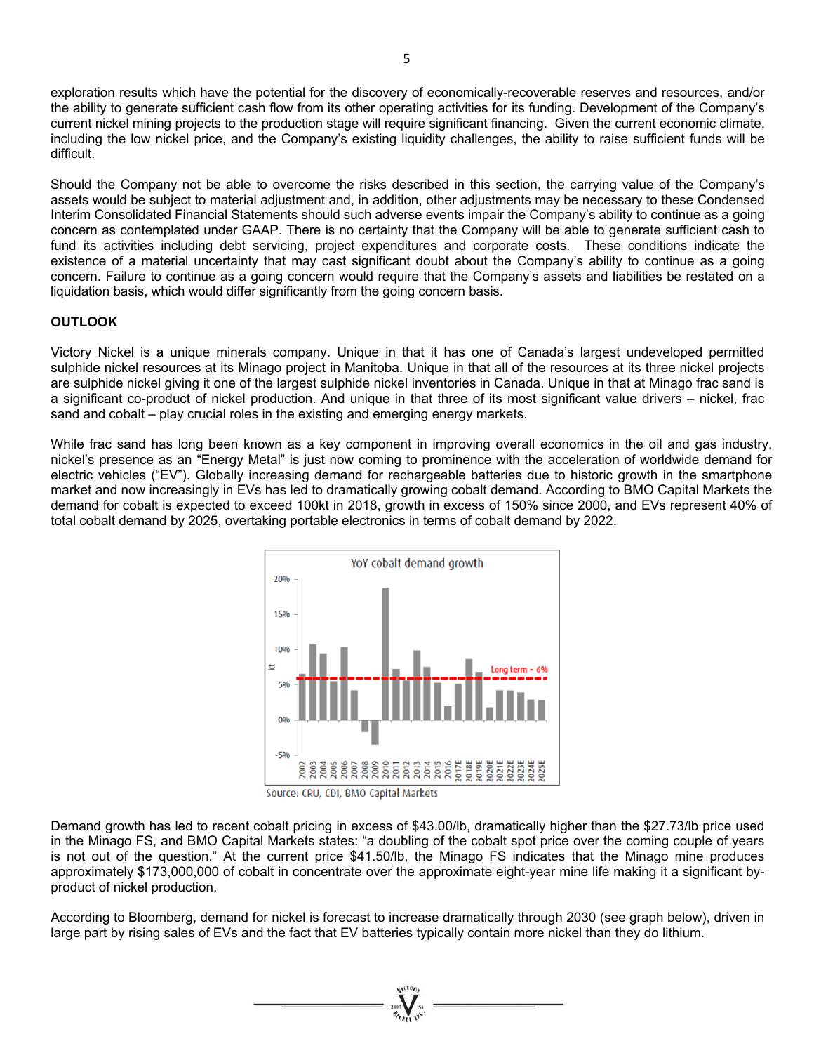exploration results which have the potential for the discovery of economically-recoverable reserves and resources, and/or the ability to generate sufficient cash flow from its other operating activities for its funding. Development of the Company's current nickel mining projects to the production stage will require significant financing. Given the current economic climate, including the low nickel price, and the Company's existing liquidity challenges, the ability to raise sufficient funds will be difficult.

Should the Company not be able to overcome the risks described in this section, the carrying value of the Company's assets would be subject to material adjustment and, in addition, other adjustments may be necessary to these Condensed Interim Consolidated Financial Statements should such adverse events impair the Company's ability to continue as a going concern as contemplated under GAAP. There is no certainty that the Company will be able to generate sufficient cash to fund its activities including debt servicing, project expenditures and corporate costs. These conditions indicate the existence of a material uncertainty that may cast significant doubt about the Company's ability to continue as a going concern. Failure to continue as a going concern would require that the Company's assets and liabilities be restated on a liquidation basis, which would differ significantly from the going concern basis.

## OUTLOOK

Victory Nickel is a unique minerals company. Unique in that it has one of Canada's largest undeveloped permitted sulphide nickel resources at its Minago project in Manitoba. Unique in that all of the resources at its three nickel projects are sulphide nickel giving it one of the largest sulphide nickel inventories in Canada. Unique in that at Minago frac sand is a significant co-product of nickel production. And unique in that three of its most significant value drivers – nickel, frac sand and cobalt – play crucial roles in the existing and emerging energy markets.

While frac sand has long been known as a key component in improving overall economics in the oil and gas industry, nickel's presence as an "Energy Metal" is just now coming to prominence with the acceleration of worldwide demand for electric vehicles ("EV"). Globally increasing demand for rechargeable batteries due to historic growth in the smartphone market and now increasingly in EVs has led to dramatically growing cobalt demand. According to BMO Capital Markets the demand for cobalt is expected to exceed 100kt in 2018, growth in excess of 150% since 2000, and EVs represent 40% of total cobalt demand by 2025, overtaking portable electronics in terms of cobalt demand by 2022.

YoY cobalt demand growth

Source: CRU, CDI, BMO Capital Markets

Demand growth has led to recent cobalt pricing in excess of $43.00/lb, dramatically higher than the $27.73/lb price used in the Minago FS, and BMO Capital Markets states: "a doubling of the cobalt spot price over the coming couple of years is not out of the question." At the current price $41.50/lb, the Minago FS indicates that the Minago mine produces approximately $173,000,000 of cobalt in concentrate over the approximate eight-year mine life making it a significant by-product of nickel production.

According to Bloomberg, demand for nickel is forecast to increase dramatically through 2030 (see graph below), driven in large part by rising sales of EVs and the fact that EV batteries typically contain more nickel than they do lithium.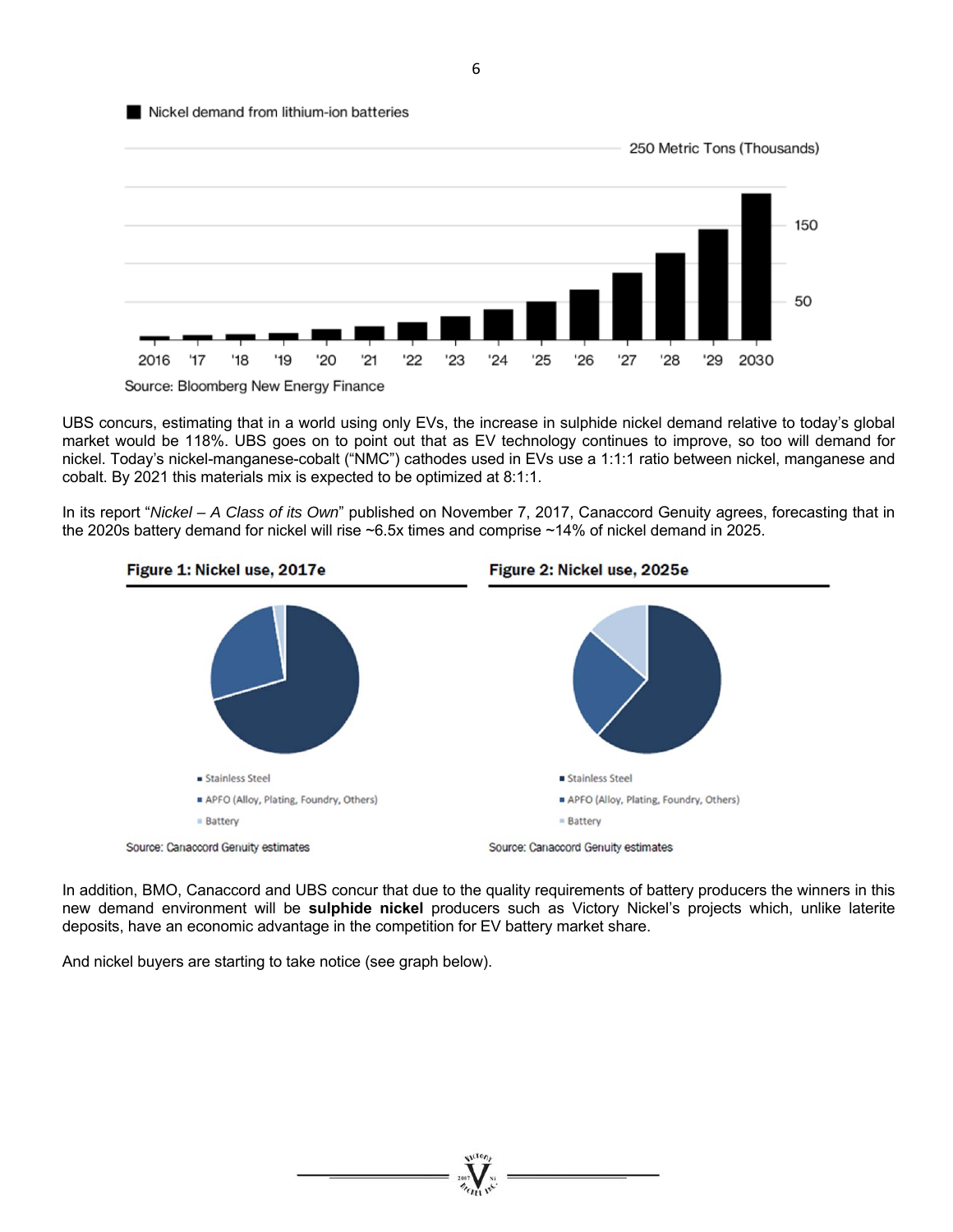■ Nickel demand from lithium-ion batteries

250 Metric Tons (Thousands)

150

50

2016 '17 '18 '19 '20 '21 '22 '23 '24 '25 '26 '27 '28 '29 2030

Source: Bloomberg New Energy Finance

UBS concurs, estimating that in a world using only EVs, the increase in sulphide nickel demand relative to today's global market would be 118%. UBS goes on to point out that as EV technology continues to improve, so too will demand for nickel. Today's nickel-manganese-cobalt ("NMC") cathodes used in EVs use a 1:1:1 ratio between nickel, manganese and cobalt. By 2021 this materials mix is expected to be optimized at 8:1:1.

In its report "*Nickel – A Class of its Own*" published on November 7, 2017, Canaccord Genuity agrees, forecasting that in the 2020s battery demand for nickel will rise ~6.5x times and comprise ~14% of nickel demand in 2025.

**Figure 1: Nickel use, 2017e**

- Stainless Steel
- APFO (Alloy, Plating, Foundry, Others)
- Battery

Source: Canaccord Genuity estimates

**Figure 2: Nickel use, 2025e**

- Stainless Steel
- APFO (Alloy, Plating, Foundry, Others)
- Battery

Source: Canaccord Genuity estimates

In addition, BMO, Canaccord and UBS concur that due to the quality requirements of battery producers the winners in this new demand environment will be **sulphide nickel** producers such as Victory Nickel's projects which, unlike laterite deposits, have an economic advantage in the competition for EV battery market share.

And nickel buyers are starting to take notice (see graph below).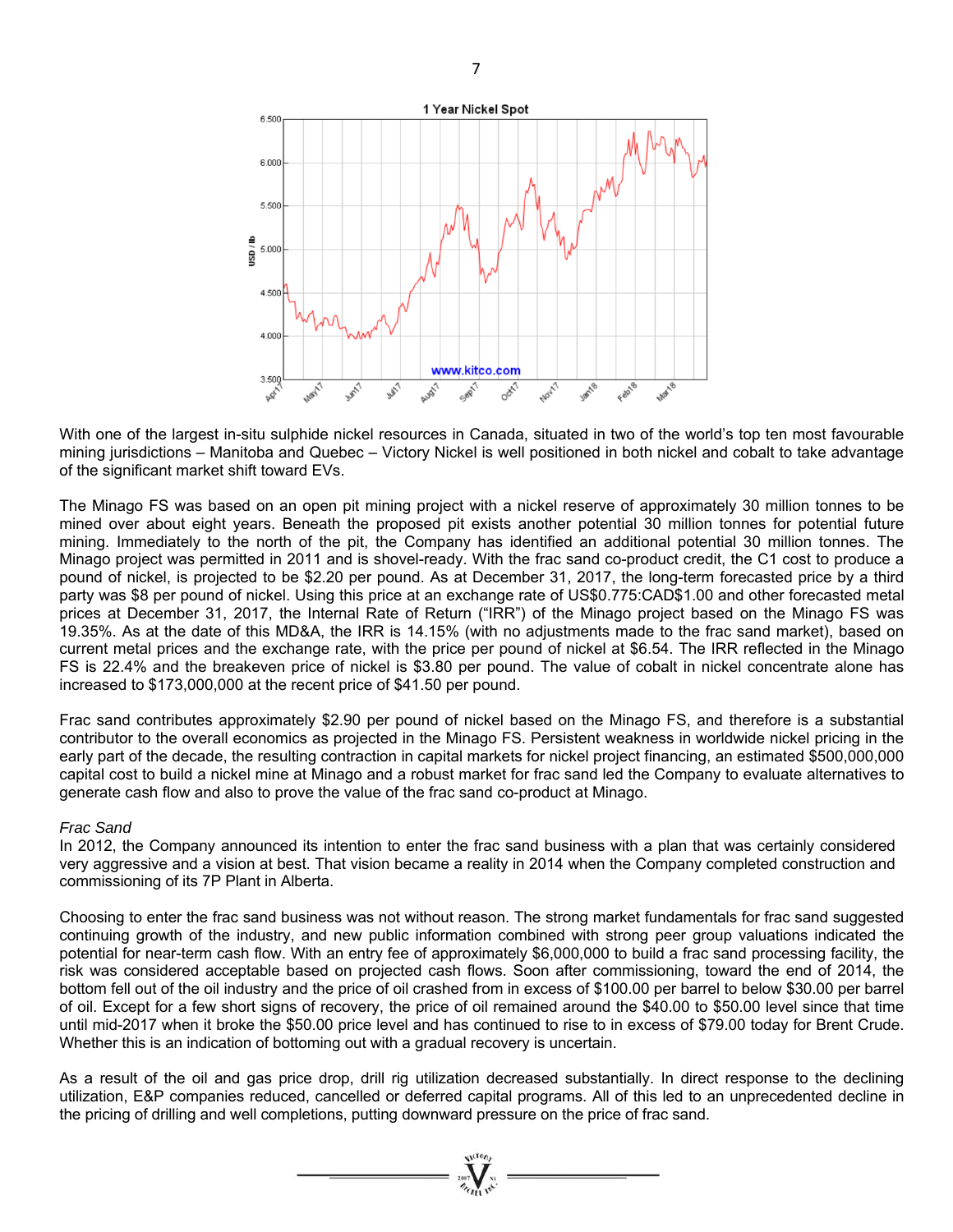With one of the largest in-situ sulphide nickel resources in Canada, situated in two of the world's top ten most favourable mining jurisdictions – Manitoba and Quebec – Victory Nickel is well positioned in both nickel and cobalt to take advantage of the significant market shift toward EVs.

The Minago FS was based on an open pit mining project with a nickel reserve of approximately 30 million tonnes to be mined over about eight years. Beneath the proposed pit exists another potential 30 million tonnes for potential future mining. Immediately to the north of the pit, the Company has identified an additional potential 30 million tonnes. The Minago project was permitted in 2011 and is shovel-ready. With the frac sand co-product credit, the C1 cost to produce a pound of nickel, is projected to be $2.20 per pound. As at December 31, 2017, the long-term forecasted price by a third party was $8 per pound of nickel. Using this price at an exchange rate of US$0.775:CAD$1.00 and other forecasted metal prices at December 31, 2017, the Internal Rate of Return ("IRR") of the Minago project based on the Minago FS was 19.35%. As at the date of this MD&A, the IRR is 14.15% (with no adjustments made to the frac sand market), based on current metal prices and the exchange rate, with the price per pound of nickel at $6.54. The IRR reflected in the Minago FS is 22.4% and the breakeven price of nickel is $3.80 per pound. The value of cobalt in nickel concentrate alone has increased to $173,000,000 at the recent price of $41.50 per pound.

Frac sand contributes approximately $2.90 per pound of nickel based on the Minago FS, and therefore is a substantial contributor to the overall economics as projected in the Minago FS. Persistent weakness in worldwide nickel pricing in the early part of the decade, the resulting contraction in capital markets for nickel project financing, an estimated $500,000,000 capital cost to build a nickel mine at Minago and a robust market for frac sand led the Company to evaluate alternatives to generate cash flow and also to prove the value of the frac sand co-product at Minago.

*Frac Sand*

In 2012, the Company announced its intention to enter the frac sand business with a plan that was certainly considered very aggressive and a vision at best. That vision became a reality in 2014 when the Company completed construction and commissioning of its 7P Plant in Alberta.

Choosing to enter the frac sand business was not without reason. The strong market fundamentals for frac sand suggested continuing growth of the industry, and new public information combined with strong peer group valuations indicated the potential for near-term cash flow. With an entry fee of approximately $6,000,000 to build a frac sand processing facility, the risk was considered acceptable based on projected cash flows. Soon after commissioning, toward the end of 2014, the bottom fell out of the oil industry and the price of oil crashed from in excess of $100.00 per barrel to below $30.00 per barrel of oil. Except for a few short signs of recovery, the price of oil remained around the $40.00 to $50.00 level since that time until mid-2017 when it broke the $50.00 price level and has continued to rise to in excess of $79.00 today for Brent Crude. Whether this is an indication of bottoming out with a gradual recovery is uncertain.

As a result of the oil and gas price drop, drill rig utilization decreased substantially. In direct response to the declining utilization, E&P companies reduced, cancelled or deferred capital programs. All of this led to an unprecedented decline in the pricing of drilling and well completions, putting downward pressure on the price of frac sand.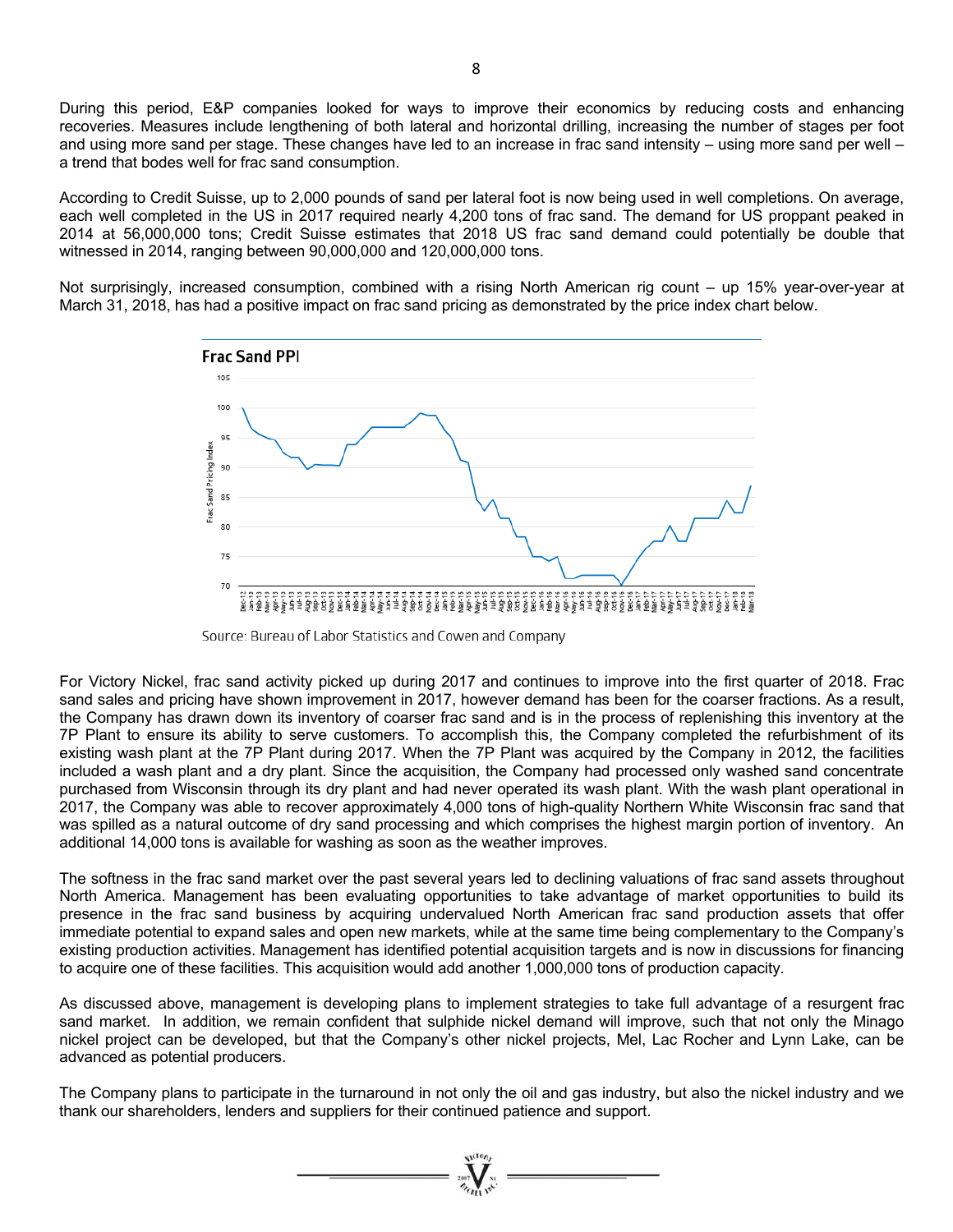During this period, E&P companies looked for ways to improve their economics by reducing costs and enhancing recoveries. Measures include lengthening of both lateral and horizontal drilling, increasing the number of stages per foot and using more sand per stage. These changes have led to an increase in frac sand intensity – using more sand per well – a trend that bodes well for frac sand consumption.

According to Credit Suisse, up to 2,000 pounds of sand per lateral foot is now being used in well completions. On average, each well completed in the US in 2017 required nearly 4,200 tons of frac sand. The demand for US proppant peaked in 2014 at 56,000,000 tons; Credit Suisse estimates that 2018 US frac sand demand could potentially be double that witnessed in 2014, ranging between 90,000,000 and 120,000,000 tons.

Not surprisingly, increased consumption, combined with a rising North American rig count – up 15% year-over-year at March 31, 2018, has had a positive impact on frac sand pricing as demonstrated by the price index chart below.

**Frac Sand PPI**

Source: Bureau of Labor Statistics and Cowen and Company

For Victory Nickel, frac sand activity picked up during 2017 and continues to improve into the first quarter of 2018. Frac sand sales and pricing have shown improvement in 2017, however demand has been for the coarser fractions. As a result, the Company has drawn down its inventory of coarser frac sand and is in the process of replenishing this inventory at the 7P Plant to ensure its ability to serve customers. To accomplish this, the Company completed the refurbishment of its existing wash plant at the 7P Plant during 2017. When the 7P Plant was acquired by the Company in 2012, the facilities included a wash plant and a dry plant. Since the acquisition, the Company had processed only washed sand concentrate purchased from Wisconsin through its dry plant and had never operated its wash plant. With the wash plant operational in 2017, the Company was able to recover approximately 4,000 tons of high-quality Northern White Wisconsin frac sand that was spilled as a natural outcome of dry sand processing and which comprises the highest margin portion of inventory. An additional 14,000 tons is available for washing as soon as the weather improves.

The softness in the frac sand market over the past several years led to declining valuations of frac sand assets throughout North America. Management has been evaluating opportunities to take advantage of market opportunities to build its presence in the frac sand business by acquiring undervalued North American frac sand production assets that offer immediate potential to expand sales and open new markets, while at the same time being complementary to the Company's existing production activities. Management has identified potential acquisition targets and is now in discussions for financing to acquire one of these facilities. This acquisition would add another 1,000,000 tons of production capacity.

As discussed above, management is developing plans to implement strategies to take full advantage of a resurgent frac sand market. In addition, we remain confident that sulphide nickel demand will improve, such that not only the Minago nickel project can be developed, but that the Company's other nickel projects, Mel, Lac Rocher and Lynn Lake, can be advanced as potential producers.

The Company plans to participate in the turnaround in not only the oil and gas industry, but also the nickel industry and we thank our shareholders, lenders and suppliers for their continued patience and support.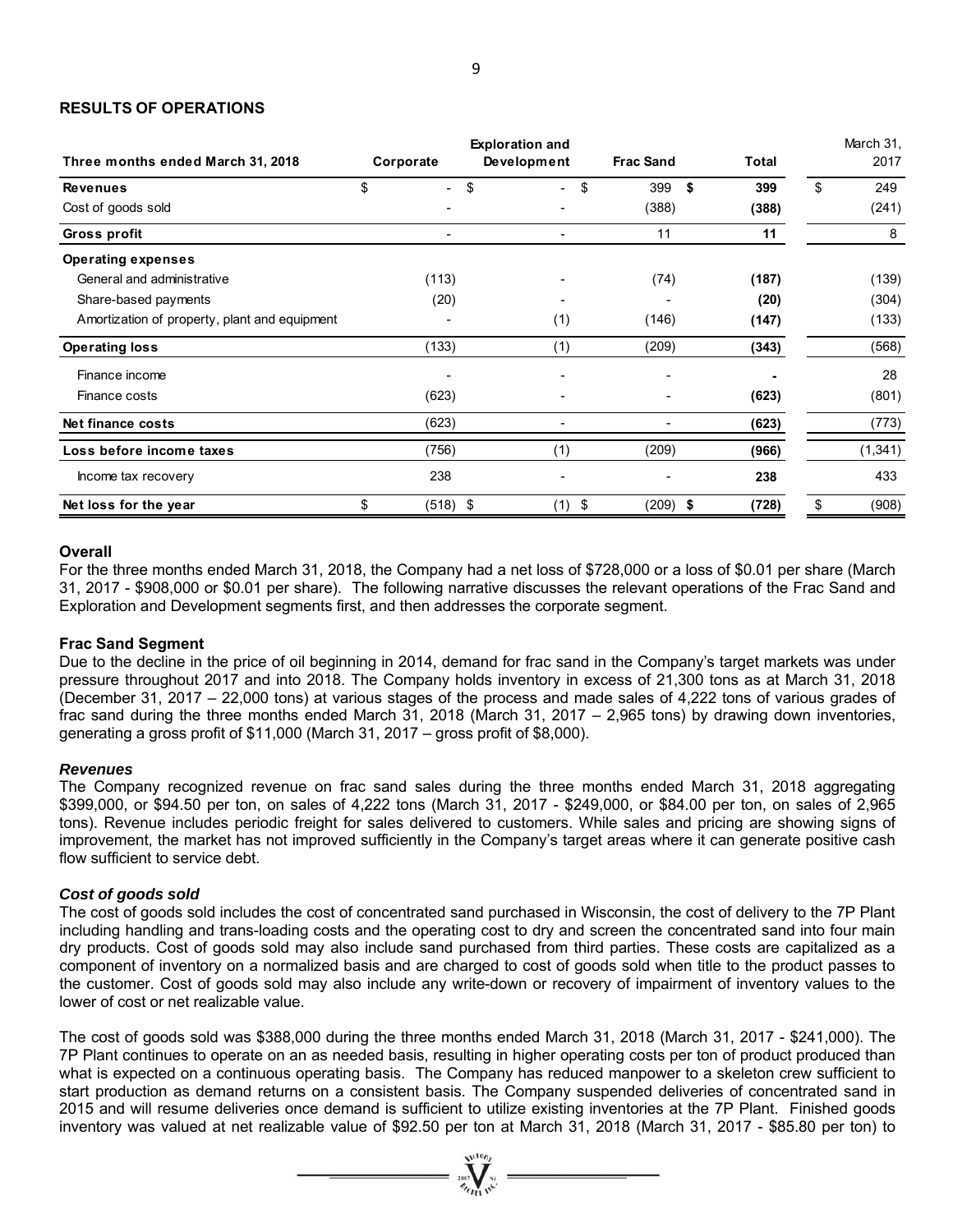## RESULTS OF OPERATIONS

| Three months ended March 31, 2018 | Corporate | Exploration and Development | Frac Sand | Total | March 31, 2017 |
|---|---|---|---|---|---|
| **Revenues** | $ - | $ - | $ 399 | **$ 399** | $ 249 |
| Cost of goods sold | - | - | (388) | **(388)** | (241) |
| **Gross profit** | - | - | 11 | **11** | 8 |
| **Operating expenses** | | | | | |
| General and administrative | (113) | - | (74) | **(187)** | (139) |
| Share-based payments | (20) | - | - | **(20)** | (304) |
| Amortization of property, plant and equipment | - | (1) | (146) | **(147)** | (133) |
| **Operating loss** | (133) | (1) | (209) | **(343)** | (568) |
| Finance income | - | - | - | **-** | 28 |
| Finance costs | (623) | - | - | **(623)** | (801) |
| **Net finance costs** | (623) | - | - | **(623)** | (773) |
| **Loss before income taxes** | (756) | (1) | (209) | **(966)** | (1,341) |
| Income tax recovery | 238 | - | - | **238** | 433 |
| **Net loss for the year** | $ (518) | $ (1) | $ (209) | **$ (728)** | $ (908) |

### Overall

For the three months ended March 31, 2018, the Company had a net loss of $728,000 or a loss of $0.01 per share (March 31, 2017 - $908,000 or $0.01 per share). The following narrative discusses the relevant operations of the Frac Sand and Exploration and Development segments first, and then addresses the corporate segment.

### Frac Sand Segment

Due to the decline in the price of oil beginning in 2014, demand for frac sand in the Company's target markets was under pressure throughout 2017 and into 2018. The Company holds inventory in excess of 21,300 tons as at March 31, 2018 (December 31, 2017 – 22,000 tons) at various stages of the process and made sales of 4,222 tons of various grades of frac sand during the three months ended March 31, 2018 (March 31, 2017 – 2,965 tons) by drawing down inventories, generating a gross profit of $11,000 (March 31, 2017 – gross profit of $8,000).

#### *Revenues*

The Company recognized revenue on frac sand sales during the three months ended March 31, 2018 aggregating $399,000, or $94.50 per ton, on sales of 4,222 tons (March 31, 2017 - $249,000, or $84.00 per ton, on sales of 2,965 tons). Revenue includes periodic freight for sales delivered to customers. While sales and pricing are showing signs of improvement, the market has not improved sufficiently in the Company's target areas where it can generate positive cash flow sufficient to service debt.

#### *Cost of goods sold*

The cost of goods sold includes the cost of concentrated sand purchased in Wisconsin, the cost of delivery to the 7P Plant including handling and trans-loading costs and the operating cost to dry and screen the concentrated sand into four main dry products. Cost of goods sold may also include sand purchased from third parties. These costs are capitalized as a component of inventory on a normalized basis and are charged to cost of goods sold when title to the product passes to the customer. Cost of goods sold may also include any write-down or recovery of impairment of inventory values to the lower of cost or net realizable value.

The cost of goods sold was $388,000 during the three months ended March 31, 2018 (March 31, 2017 - $241,000). The 7P Plant continues to operate on an as needed basis, resulting in higher operating costs per ton of product produced than what is expected on a continuous operating basis. The Company has reduced manpower to a skeleton crew sufficient to start production as demand returns on a consistent basis. The Company suspended deliveries of concentrated sand in 2015 and will resume deliveries once demand is sufficient to utilize existing inventories at the 7P Plant. Finished goods inventory was valued at net realizable value of $92.50 per ton at March 31, 2018 (March 31, 2017 - $85.80 per ton) to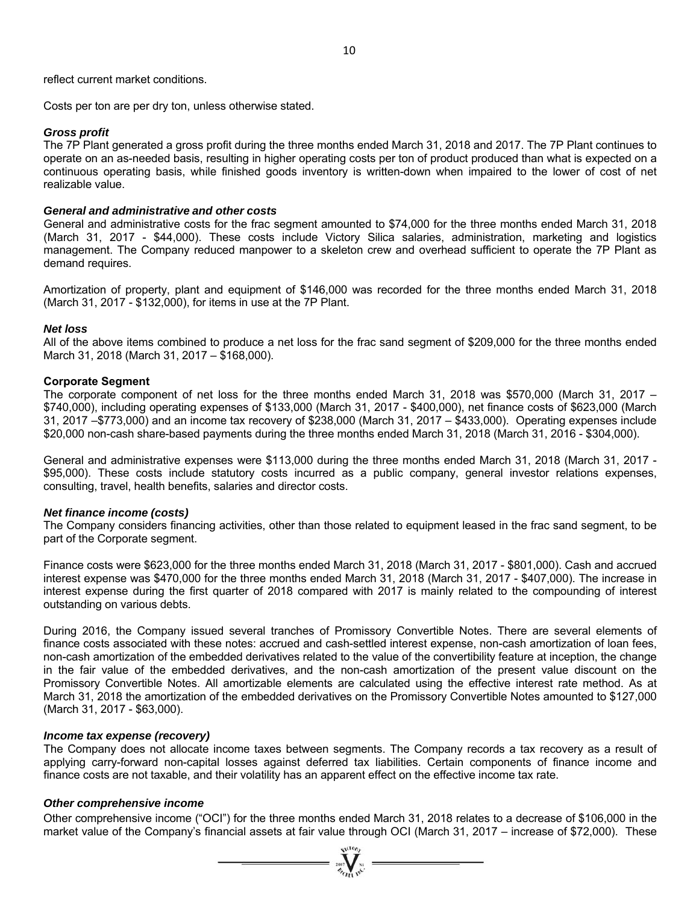reflect current market conditions.

Costs per ton are per dry ton, unless otherwise stated.

***Gross profit***

The 7P Plant generated a gross profit during the three months ended March 31, 2018 and 2017. The 7P Plant continues to operate on an as-needed basis, resulting in higher operating costs per ton of product produced than what is expected on a continuous operating basis, while finished goods inventory is written-down when impaired to the lower of cost of net realizable value.

***General and administrative and other costs***

General and administrative costs for the frac segment amounted to $74,000 for the three months ended March 31, 2018 (March 31, 2017 - $44,000). These costs include Victory Silica salaries, administration, marketing and logistics management. The Company reduced manpower to a skeleton crew and overhead sufficient to operate the 7P Plant as demand requires.

Amortization of property, plant and equipment of $146,000 was recorded for the three months ended March 31, 2018 (March 31, 2017 - $132,000), for items in use at the 7P Plant.

***Net loss***

All of the above items combined to produce a net loss for the frac sand segment of $209,000 for the three months ended March 31, 2018 (March 31, 2017 – $168,000).

**Corporate Segment**

The corporate component of net loss for the three months ended March 31, 2018 was $570,000 (March 31, 2017 – $740,000), including operating expenses of $133,000 (March 31, 2017 - $400,000), net finance costs of $623,000 (March 31, 2017 –$773,000) and an income tax recovery of $238,000 (March 31, 2017 – $433,000). Operating expenses include $20,000 non-cash share-based payments during the three months ended March 31, 2018 (March 31, 2016 - $304,000).

General and administrative expenses were $113,000 during the three months ended March 31, 2018 (March 31, 2017 - $95,000). These costs include statutory costs incurred as a public company, general investor relations expenses, consulting, travel, health benefits, salaries and director costs.

***Net finance income (costs)***

The Company considers financing activities, other than those related to equipment leased in the frac sand segment, to be part of the Corporate segment.

Finance costs were $623,000 for the three months ended March 31, 2018 (March 31, 2017 - $801,000). Cash and accrued interest expense was $470,000 for the three months ended March 31, 2018 (March 31, 2017 - $407,000). The increase in interest expense during the first quarter of 2018 compared with 2017 is mainly related to the compounding of interest outstanding on various debts.

During 2016, the Company issued several tranches of Promissory Convertible Notes. There are several elements of finance costs associated with these notes: accrued and cash-settled interest expense, non-cash amortization of loan fees, non-cash amortization of the embedded derivatives related to the value of the convertibility feature at inception, the change in the fair value of the embedded derivatives, and the non-cash amortization of the present value discount on the Promissory Convertible Notes. All amortizable elements are calculated using the effective interest rate method. As at March 31, 2018 the amortization of the embedded derivatives on the Promissory Convertible Notes amounted to $127,000 (March 31, 2017 - $63,000).

***Income tax expense (recovery)***

The Company does not allocate income taxes between segments. The Company records a tax recovery as a result of applying carry-forward non-capital losses against deferred tax liabilities. Certain components of finance income and finance costs are not taxable, and their volatility has an apparent effect on the effective income tax rate.

***Other comprehensive income***

Other comprehensive income ("OCI") for the three months ended March 31, 2018 relates to a decrease of $106,000 in the market value of the Company's financial assets at fair value through OCI (March 31, 2017 – increase of $72,000). These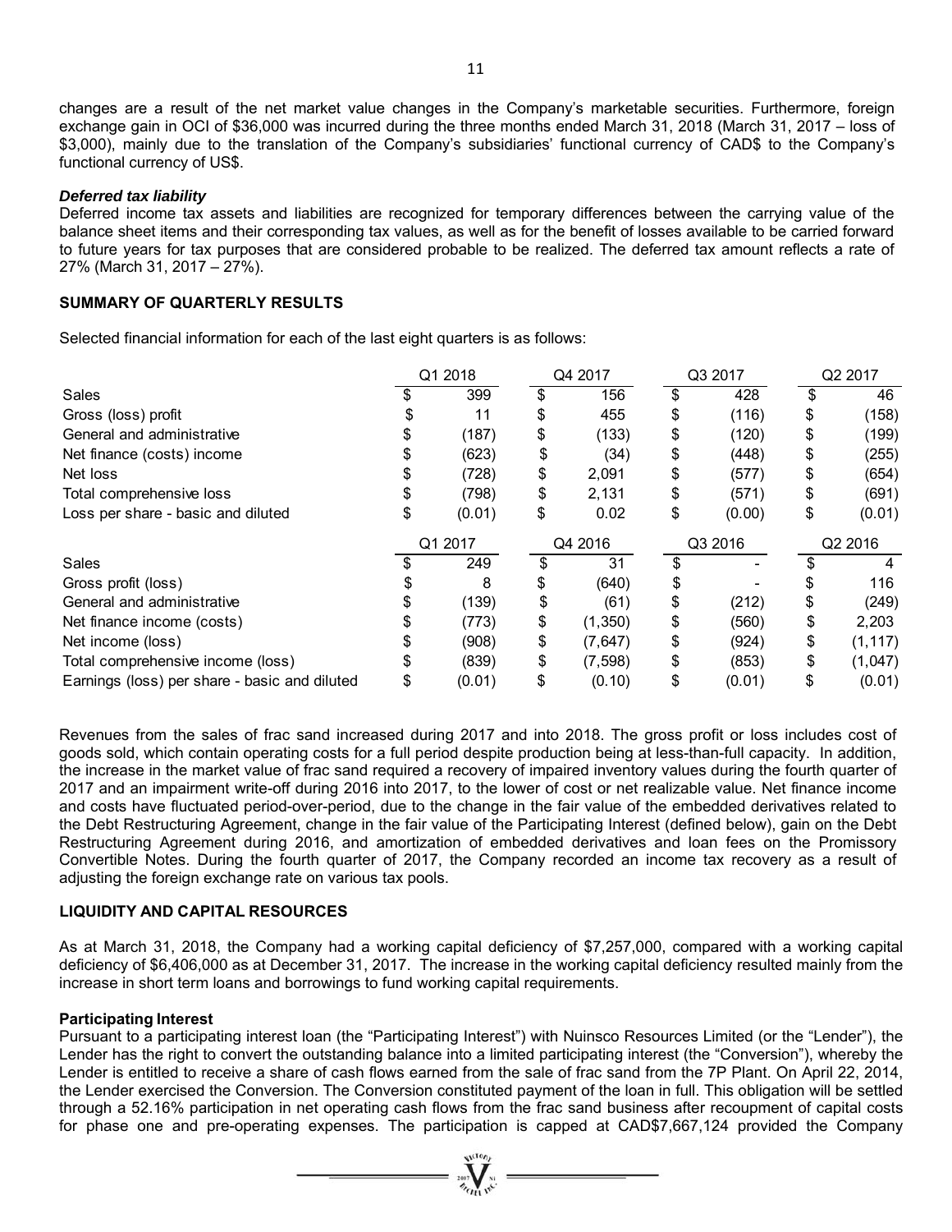changes are a result of the net market value changes in the Company's marketable securities. Furthermore, foreign exchange gain in OCI of $36,000 was incurred during the three months ended March 31, 2018 (March 31, 2017 – loss of $3,000), mainly due to the translation of the Company's subsidiaries' functional currency of CAD$ to the Company's functional currency of US$.

***Deferred tax liability***

Deferred income tax assets and liabilities are recognized for temporary differences between the carrying value of the balance sheet items and their corresponding tax values, as well as for the benefit of losses available to be carried forward to future years for tax purposes that are considered probable to be realized. The deferred tax amount reflects a rate of 27% (March 31, 2017 – 27%).

**SUMMARY OF QUARTERLY RESULTS**

Selected financial information for each of the last eight quarters is as follows:

| | Q1 2018 | Q4 2017 | Q3 2017 | Q2 2017 |
|---|---|---|---|---|
| Sales | $ 399 | $ 156 | $ 428 | $ 46 |
| Gross (loss) profit | $ 11 | $ 455 | $ (116) | $ (158) |
| General and administrative | $ (187) | $ (133) | $ (120) | $ (199) |
| Net finance (costs) income | $ (623) | $ (34) | $ (448) | $ (255) |
| Net loss | $ (728) | $ 2,091 | $ (577) | $ (654) |
| Total comprehensive loss | $ (798) | $ 2,131 | $ (571) | $ (691) |
| Loss per share - basic and diluted | $ (0.01) | $ 0.02 | $ (0.00) | $ (0.01) |
| | **Q1 2017** | **Q4 2016** | **Q3 2016** | **Q2 2016** |
| Sales | $ 249 | $ 31 | $ - | $ 4 |
| Gross profit (loss) | $ 8 | $ (640) | $ - | $ 116 |
| General and administrative | $ (139) | $ (61) | $ (212) | $ (249) |
| Net finance income (costs) | $ (773) | $ (1,350) | $ (560) | $ 2,203 |
| Net income (loss) | $ (908) | $ (7,647) | $ (924) | $ (1,117) |
| Total comprehensive income (loss) | $ (839) | $ (7,598) | $ (853) | $ (1,047) |
| Earnings (loss) per share - basic and diluted | $ (0.01) | $ (0.10) | $ (0.01) | $ (0.01) |

Revenues from the sales of frac sand increased during 2017 and into 2018. The gross profit or loss includes cost of goods sold, which contain operating costs for a full period despite production being at less-than-full capacity. In addition, the increase in the market value of frac sand required a recovery of impaired inventory values during the fourth quarter of 2017 and an impairment write-off during 2016 into 2017, to the lower of cost or net realizable value. Net finance income and costs have fluctuated period-over-period, due to the change in the fair value of the embedded derivatives related to the Debt Restructuring Agreement, change in the fair value of the Participating Interest (defined below), gain on the Debt Restructuring Agreement during 2016, and amortization of embedded derivatives and loan fees on the Promissory Convertible Notes. During the fourth quarter of 2017, the Company recorded an income tax recovery as a result of adjusting the foreign exchange rate on various tax pools.

**LIQUIDITY AND CAPITAL RESOURCES**

As at March 31, 2018, the Company had a working capital deficiency of $7,257,000, compared with a working capital deficiency of $6,406,000 as at December 31, 2017. The increase in the working capital deficiency resulted mainly from the increase in short term loans and borrowings to fund working capital requirements.

**Participating Interest**

Pursuant to a participating interest loan (the "Participating Interest") with Nuinsco Resources Limited (or the "Lender"), the Lender has the right to convert the outstanding balance into a limited participating interest (the "Conversion"), whereby the Lender is entitled to receive a share of cash flows earned from the sale of frac sand from the 7P Plant. On April 22, 2014, the Lender exercised the Conversion. The Conversion constituted payment of the loan in full. This obligation will be settled through a 52.16% participation in net operating cash flows from the frac sand business after recoupment of capital costs for phase one and pre-operating expenses. The participation is capped at CAD$7,667,124 provided the Company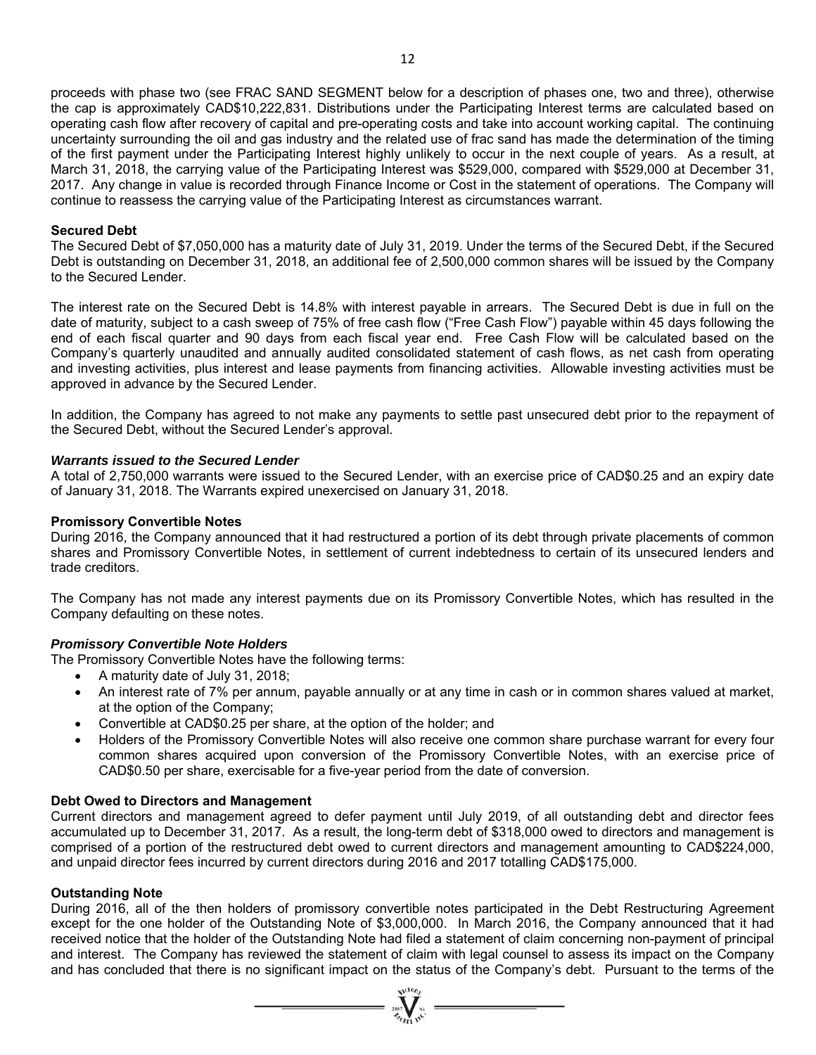proceeds with phase two (see FRAC SAND SEGMENT below for a description of phases one, two and three), otherwise the cap is approximately CAD$10,222,831. Distributions under the Participating Interest terms are calculated based on operating cash flow after recovery of capital and pre-operating costs and take into account working capital. The continuing uncertainty surrounding the oil and gas industry and the related use of frac sand has made the determination of the timing of the first payment under the Participating Interest highly unlikely to occur in the next couple of years. As a result, at March 31, 2018, the carrying value of the Participating Interest was $529,000, compared with $529,000 at December 31, 2017. Any change in value is recorded through Finance Income or Cost in the statement of operations. The Company will continue to reassess the carrying value of the Participating Interest as circumstances warrant.

**Secured Debt**

The Secured Debt of $7,050,000 has a maturity date of July 31, 2019. Under the terms of the Secured Debt, if the Secured Debt is outstanding on December 31, 2018, an additional fee of 2,500,000 common shares will be issued by the Company to the Secured Lender.

The interest rate on the Secured Debt is 14.8% with interest payable in arrears. The Secured Debt is due in full on the date of maturity, subject to a cash sweep of 75% of free cash flow ("Free Cash Flow") payable within 45 days following the end of each fiscal quarter and 90 days from each fiscal year end. Free Cash Flow will be calculated based on the Company's quarterly unaudited and annually audited consolidated statement of cash flows, as net cash from operating and investing activities, plus interest and lease payments from financing activities. Allowable investing activities must be approved in advance by the Secured Lender.

In addition, the Company has agreed to not make any payments to settle past unsecured debt prior to the repayment of the Secured Debt, without the Secured Lender's approval.

***Warrants issued to the Secured Lender***

A total of 2,750,000 warrants were issued to the Secured Lender, with an exercise price of CAD$0.25 and an expiry date of January 31, 2018. The Warrants expired unexercised on January 31, 2018.

**Promissory Convertible Notes**

During 2016, the Company announced that it had restructured a portion of its debt through private placements of common shares and Promissory Convertible Notes, in settlement of current indebtedness to certain of its unsecured lenders and trade creditors.

The Company has not made any interest payments due on its Promissory Convertible Notes, which has resulted in the Company defaulting on these notes.

***Promissory Convertible Note Holders***

The Promissory Convertible Notes have the following terms:

- A maturity date of July 31, 2018;
- An interest rate of 7% per annum, payable annually or at any time in cash or in common shares valued at market, at the option of the Company;
- Convertible at CAD$0.25 per share, at the option of the holder; and
- Holders of the Promissory Convertible Notes will also receive one common share purchase warrant for every four common shares acquired upon conversion of the Promissory Convertible Notes, with an exercise price of CAD$0.50 per share, exercisable for a five-year period from the date of conversion.

**Debt Owed to Directors and Management**

Current directors and management agreed to defer payment until July 2019, of all outstanding debt and director fees accumulated up to December 31, 2017. As a result, the long-term debt of $318,000 owed to directors and management is comprised of a portion of the restructured debt owed to current directors and management amounting to CAD$224,000, and unpaid director fees incurred by current directors during 2016 and 2017 totalling CAD$175,000.

**Outstanding Note**

During 2016, all of the then holders of promissory convertible notes participated in the Debt Restructuring Agreement except for the one holder of the Outstanding Note of $3,000,000. In March 2016, the Company announced that it had received notice that the holder of the Outstanding Note had filed a statement of claim concerning non-payment of principal and interest. The Company has reviewed the statement of claim with legal counsel to assess its impact on the Company and has concluded that there is no significant impact on the status of the Company's debt. Pursuant to the terms of the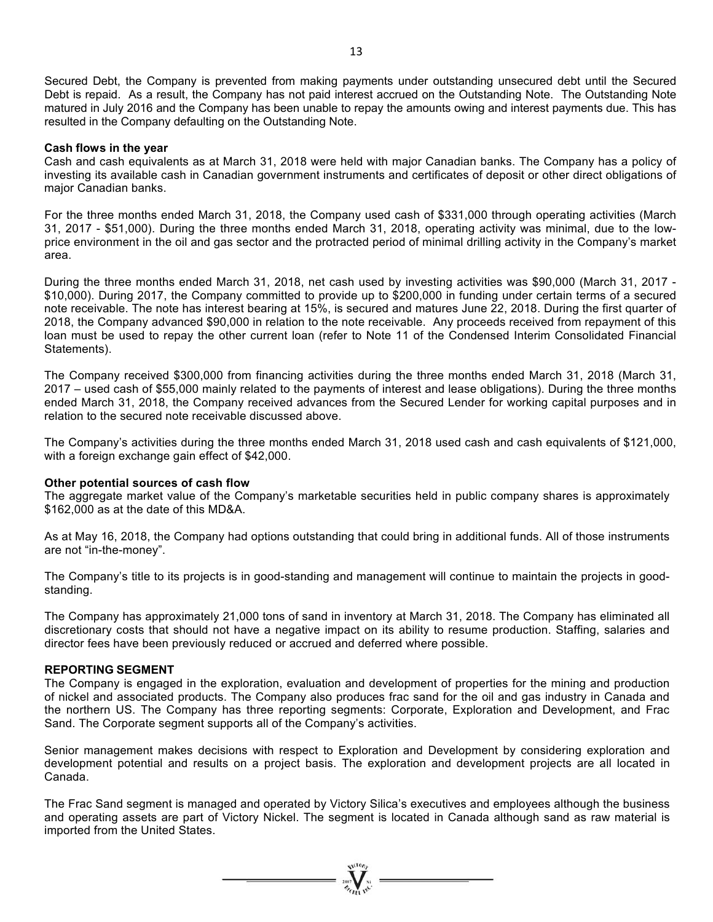Secured Debt, the Company is prevented from making payments under outstanding unsecured debt until the Secured Debt is repaid. As a result, the Company has not paid interest accrued on the Outstanding Note. The Outstanding Note matured in July 2016 and the Company has been unable to repay the amounts owing and interest payments due. This has resulted in the Company defaulting on the Outstanding Note.

**Cash flows in the year**

Cash and cash equivalents as at March 31, 2018 were held with major Canadian banks. The Company has a policy of investing its available cash in Canadian government instruments and certificates of deposit or other direct obligations of major Canadian banks.

For the three months ended March 31, 2018, the Company used cash of $331,000 through operating activities (March 31, 2017 - $51,000). During the three months ended March 31, 2018, operating activity was minimal, due to the low-price environment in the oil and gas sector and the protracted period of minimal drilling activity in the Company's market area.

During the three months ended March 31, 2018, net cash used by investing activities was $90,000 (March 31, 2017 - $10,000). During 2017, the Company committed to provide up to $200,000 in funding under certain terms of a secured note receivable. The note has interest bearing at 15%, is secured and matures June 22, 2018. During the first quarter of 2018, the Company advanced $90,000 in relation to the note receivable. Any proceeds received from repayment of this loan must be used to repay the other current loan (refer to Note 11 of the Condensed Interim Consolidated Financial Statements).

The Company received $300,000 from financing activities during the three months ended March 31, 2018 (March 31, 2017 – used cash of $55,000 mainly related to the payments of interest and lease obligations). During the three months ended March 31, 2018, the Company received advances from the Secured Lender for working capital purposes and in relation to the secured note receivable discussed above.

The Company's activities during the three months ended March 31, 2018 used cash and cash equivalents of $121,000, with a foreign exchange gain effect of $42,000.

**Other potential sources of cash flow**

The aggregate market value of the Company's marketable securities held in public company shares is approximately $162,000 as at the date of this MD&A.

As at May 16, 2018, the Company had options outstanding that could bring in additional funds. All of those instruments are not "in-the-money".

The Company's title to its projects is in good-standing and management will continue to maintain the projects in good-standing.

The Company has approximately 21,000 tons of sand in inventory at March 31, 2018. The Company has eliminated all discretionary costs that should not have a negative impact on its ability to resume production. Staffing, salaries and director fees have been previously reduced or accrued and deferred where possible.

**REPORTING SEGMENT**

The Company is engaged in the exploration, evaluation and development of properties for the mining and production of nickel and associated products. The Company also produces frac sand for the oil and gas industry in Canada and the northern US. The Company has three reporting segments: Corporate, Exploration and Development, and Frac Sand. The Corporate segment supports all of the Company's activities.

Senior management makes decisions with respect to Exploration and Development by considering exploration and development potential and results on a project basis. The exploration and development projects are all located in Canada.

The Frac Sand segment is managed and operated by Victory Silica's executives and employees although the business and operating assets are part of Victory Nickel. The segment is located in Canada although sand as raw material is imported from the United States.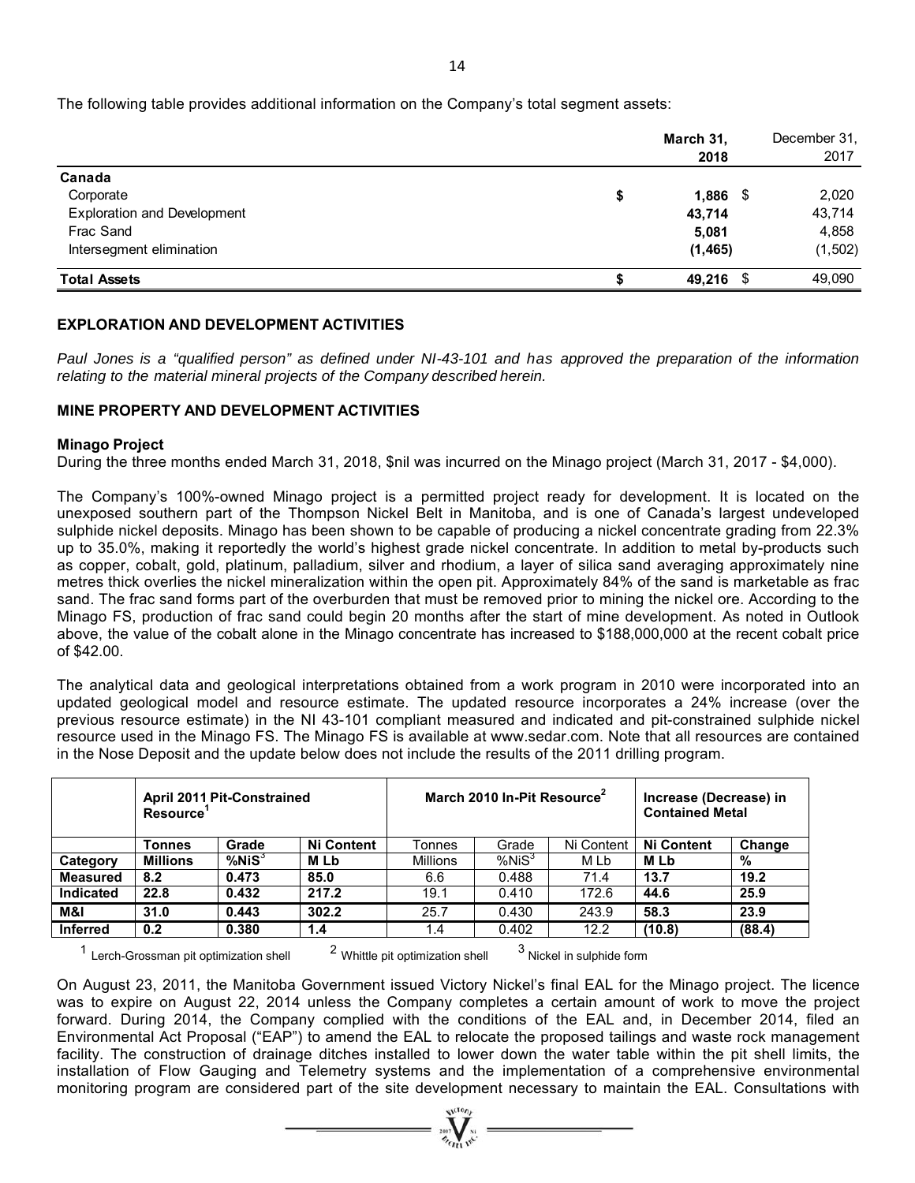The following table provides additional information on the Company's total segment assets:

| | March 31, 2018 | December 31, 2017 |
|---|---|---|
| **Canada** | | |
| Corporate | **$ 1,886** | $ 2,020 |
| Exploration and Development | **43,714** | 43,714 |
| Frac Sand | **5,081** | 4,858 |
| Intersegment elimination | **(1,465)** | (1,502) |
| **Total Assets** | **$ 49,216** | $ 49,090 |

## EXPLORATION AND DEVELOPMENT ACTIVITIES

*Paul Jones is a "qualified person" as defined under NI-43-101 and has approved the preparation of the information relating to the material mineral projects of the Company described herein.*

## MINE PROPERTY AND DEVELOPMENT ACTIVITIES

### Minago Project

During the three months ended March 31, 2018, $nil was incurred on the Minago project (March 31, 2017 - $4,000).

The Company's 100%-owned Minago project is a permitted project ready for development. It is located on the unexposed southern part of the Thompson Nickel Belt in Manitoba, and is one of Canada's largest undeveloped sulphide nickel deposits. Minago has been shown to be capable of producing a nickel concentrate grading from 22.3% up to 35.0%, making it reportedly the world's highest grade nickel concentrate. In addition to metal by-products such as copper, cobalt, gold, platinum, palladium, silver and rhodium, a layer of silica sand averaging approximately nine metres thick overlies the nickel mineralization within the open pit. Approximately 84% of the sand is marketable as frac sand. The frac sand forms part of the overburden that must be removed prior to mining the nickel ore. According to the Minago FS, production of frac sand could begin 20 months after the start of mine development. As noted in Outlook above, the value of the cobalt alone in the Minago concentrate has increased to $188,000,000 at the recent cobalt price of $42.00.

The analytical data and geological interpretations obtained from a work program in 2010 were incorporated into an updated geological model and resource estimate. The updated resource incorporates a 24% increase (over the previous resource estimate) in the NI 43-101 compliant measured and indicated and pit-constrained sulphide nickel resource used in the Minago FS. The Minago FS is available at www.sedar.com. Note that all resources are contained in the Nose Deposit and the update below does not include the results of the 2011 drilling program.

| | **April 2011 Pit-Constrained Resource[1]** | | | March 2010 In-Pit Resource[2] | | | **Increase (Decrease) in Contained Metal** | |
|---|---|---|---|---|---|---|---|---|
| | **Tonnes** | **Grade** | **Ni Content** | Tonnes | Grade | Ni Content | **Ni Content** | **Change** |
| **Category** | **Millions** | **%NiS[3]** | **M Lb** | Millions | %NiS[3] | M Lb | **M Lb** | **%** |
| **Measured** | **8.2** | **0.473** | **85.0** | 6.6 | 0.488 | 71.4 | **13.7** | **19.2** |
| **Indicated** | **22.8** | **0.432** | **217.2** | 19.1 | 0.410 | 172.6 | **44.6** | **25.9** |
| **M&I** | **31.0** | **0.443** | **302.2** | 25.7 | 0.430 | 243.9 | **58.3** | **23.9** |
| **Inferred** | **0.2** | **0.380** | **1.4** | 1.4 | 0.402 | 12.2 | **(10.8)** | **(88.4)** |

[1] Lerch-Grossman pit optimization shell [2] Whittle pit optimization shell [3] Nickel in sulphide form

On August 23, 2011, the Manitoba Government issued Victory Nickel's final EAL for the Minago project. The licence was to expire on August 22, 2014 unless the Company completes a certain amount of work to move the project forward. During 2014, the Company complied with the conditions of the EAL and, in December 2014, filed an Environmental Act Proposal ("EAP") to amend the EAL to relocate the proposed tailings and waste rock management facility. The construction of drainage ditches installed to lower down the water table within the pit shell limits, the installation of Flow Gauging and Telemetry systems and the implementation of a comprehensive environmental monitoring program are considered part of the site development necessary to maintain the EAL. Consultations with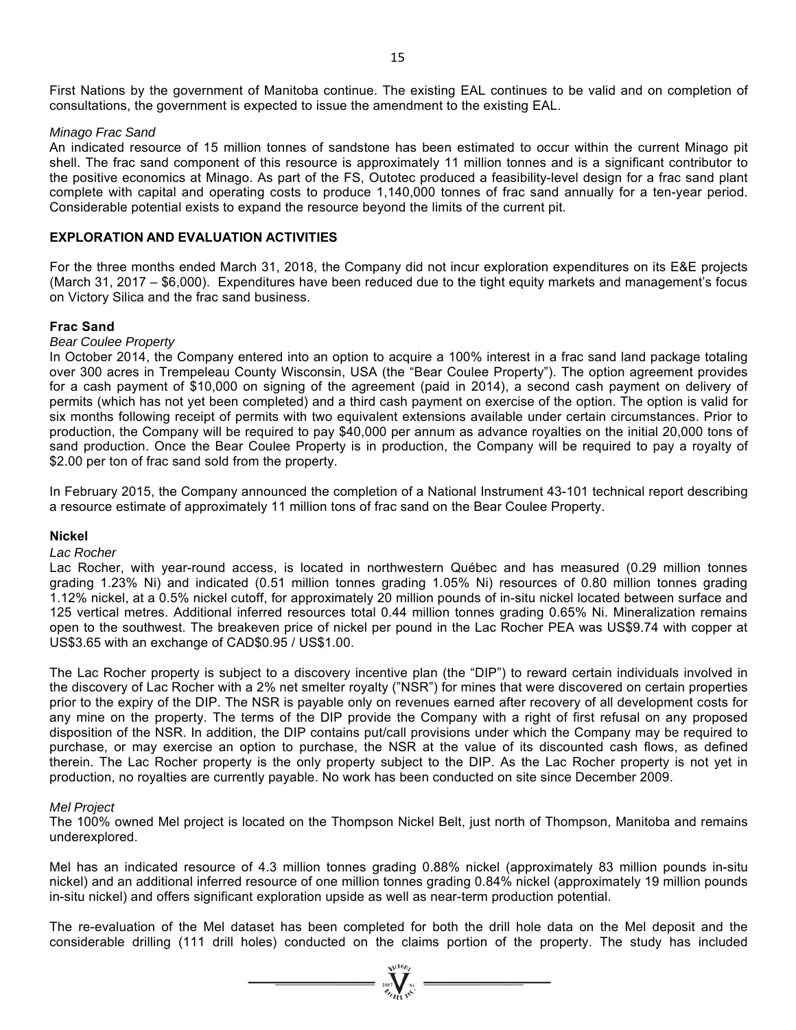First Nations by the government of Manitoba continue. The existing EAL continues to be valid and on completion of consultations, the government is expected to issue the amendment to the existing EAL.

*Minago Frac Sand*

An indicated resource of 15 million tonnes of sandstone has been estimated to occur within the current Minago pit shell. The frac sand component of this resource is approximately 11 million tonnes and is a significant contributor to the positive economics at Minago. As part of the FS, Outotec produced a feasibility-level design for a frac sand plant complete with capital and operating costs to produce 1,140,000 tonnes of frac sand annually for a ten-year period. Considerable potential exists to expand the resource beyond the limits of the current pit.

## EXPLORATION AND EVALUATION ACTIVITIES

For the three months ended March 31, 2018, the Company did not incur exploration expenditures on its E&E projects (March 31, 2017 – $6,000). Expenditures have been reduced due to the tight equity markets and management's focus on Victory Silica and the frac sand business.

### Frac Sand

*Bear Coulee Property*

In October 2014, the Company entered into an option to acquire a 100% interest in a frac sand land package totaling over 300 acres in Trempeleau County Wisconsin, USA (the "Bear Coulee Property"). The option agreement provides for a cash payment of $10,000 on signing of the agreement (paid in 2014), a second cash payment on delivery of permits (which has not yet been completed) and a third cash payment on exercise of the option. The option is valid for six months following receipt of permits with two equivalent extensions available under certain circumstances. Prior to production, the Company will be required to pay $40,000 per annum as advance royalties on the initial 20,000 tons of sand production. Once the Bear Coulee Property is in production, the Company will be required to pay a royalty of $2.00 per ton of frac sand sold from the property.

In February 2015, the Company announced the completion of a National Instrument 43-101 technical report describing a resource estimate of approximately 11 million tons of frac sand on the Bear Coulee Property.

### Nickel

*Lac Rocher*

Lac Rocher, with year-round access, is located in northwestern Québec and has measured (0.29 million tonnes grading 1.23% Ni) and indicated (0.51 million tonnes grading 1.05% Ni) resources of 0.80 million tonnes grading 1.12% nickel, at a 0.5% nickel cutoff, for approximately 20 million pounds of in-situ nickel located between surface and 125 vertical metres. Additional inferred resources total 0.44 million tonnes grading 0.65% Ni. Mineralization remains open to the southwest. The breakeven price of nickel per pound in the Lac Rocher PEA was US$9.74 with copper at US$3.65 with an exchange of CAD$0.95 / US$1.00.

The Lac Rocher property is subject to a discovery incentive plan (the "DIP") to reward certain individuals involved in the discovery of Lac Rocher with a 2% net smelter royalty ("NSR") for mines that were discovered on certain properties prior to the expiry of the DIP. The NSR is payable only on revenues earned after recovery of all development costs for any mine on the property. The terms of the DIP provide the Company with a right of first refusal on any proposed disposition of the NSR. In addition, the DIP contains put/call provisions under which the Company may be required to purchase, or may exercise an option to purchase, the NSR at the value of its discounted cash flows, as defined therein. The Lac Rocher property is the only property subject to the DIP. As the Lac Rocher property is not yet in production, no royalties are currently payable. No work has been conducted on site since December 2009.

*Mel Project*

The 100% owned Mel project is located on the Thompson Nickel Belt, just north of Thompson, Manitoba and remains underexplored.

Mel has an indicated resource of 4.3 million tonnes grading 0.88% nickel (approximately 83 million pounds in-situ nickel) and an additional inferred resource of one million tonnes grading 0.84% nickel (approximately 19 million pounds in-situ nickel) and offers significant exploration upside as well as near-term production potential.

The re-evaluation of the Mel dataset has been completed for both the drill hole data on the Mel deposit and the considerable drilling (111 drill holes) conducted on the claims portion of the property. The study has included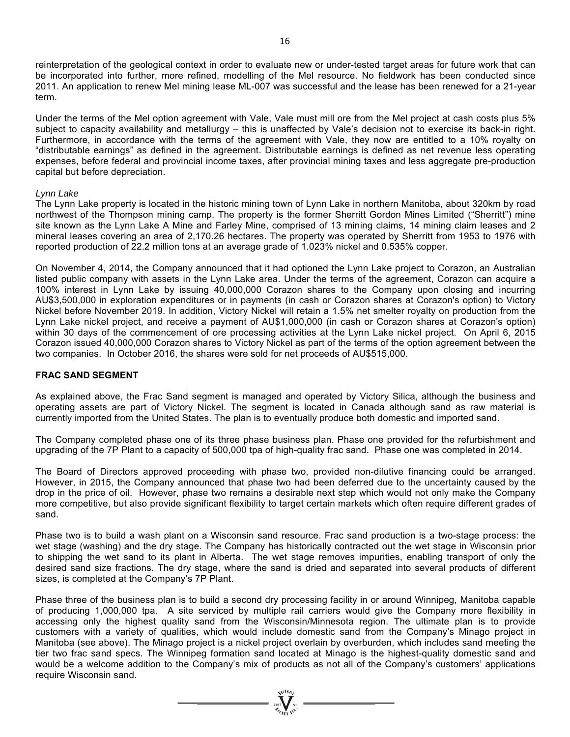reinterpretation of the geological context in order to evaluate new or under-tested target areas for future work that can be incorporated into further, more refined, modelling of the Mel resource. No fieldwork has been conducted since 2011. An application to renew Mel mining lease ML-007 was successful and the lease has been renewed for a 21-year term.

Under the terms of the Mel option agreement with Vale, Vale must mill ore from the Mel project at cash costs plus 5% subject to capacity availability and metallurgy – this is unaffected by Vale's decision not to exercise its back-in right. Furthermore, in accordance with the terms of the agreement with Vale, they now are entitled to a 10% royalty on "distributable earnings" as defined in the agreement. Distributable earnings is defined as net revenue less operating expenses, before federal and provincial income taxes, after provincial mining taxes and less aggregate pre-production capital but before depreciation.

*Lynn Lake*

The Lynn Lake property is located in the historic mining town of Lynn Lake in northern Manitoba, about 320km by road northwest of the Thompson mining camp. The property is the former Sherritt Gordon Mines Limited ("Sherritt") mine site known as the Lynn Lake A Mine and Farley Mine, comprised of 13 mining claims, 14 mining claim leases and 2 mineral leases covering an area of 2,170.26 hectares. The property was operated by Sherritt from 1953 to 1976 with reported production of 22.2 million tons at an average grade of 1.023% nickel and 0.535% copper.

On November 4, 2014, the Company announced that it had optioned the Lynn Lake project to Corazon, an Australian listed public company with assets in the Lynn Lake area. Under the terms of the agreement, Corazon can acquire a 100% interest in Lynn Lake by issuing 40,000,000 Corazon shares to the Company upon closing and incurring AU$3,500,000 in exploration expenditures or in payments (in cash or Corazon shares at Corazon's option) to Victory Nickel before November 2019. In addition, Victory Nickel will retain a 1.5% net smelter royalty on production from the Lynn Lake nickel project, and receive a payment of AU$1,000,000 (in cash or Corazon shares at Corazon's option) within 30 days of the commencement of ore processing activities at the Lynn Lake nickel project. On April 6, 2015 Corazon issued 40,000,000 Corazon shares to Victory Nickel as part of the terms of the option agreement between the two companies. In October 2016, the shares were sold for net proceeds of AU$515,000.

## FRAC SAND SEGMENT

As explained above, the Frac Sand segment is managed and operated by Victory Silica, although the business and operating assets are part of Victory Nickel. The segment is located in Canada although sand as raw material is currently imported from the United States. The plan is to eventually produce both domestic and imported sand.

The Company completed phase one of its three phase business plan. Phase one provided for the refurbishment and upgrading of the 7P Plant to a capacity of 500,000 tpa of high-quality frac sand. Phase one was completed in 2014.

The Board of Directors approved proceeding with phase two, provided non-dilutive financing could be arranged. However, in 2015, the Company announced that phase two had been deferred due to the uncertainty caused by the drop in the price of oil. However, phase two remains a desirable next step which would not only make the Company more competitive, but also provide significant flexibility to target certain markets which often require different grades of sand.

Phase two is to build a wash plant on a Wisconsin sand resource. Frac sand production is a two-stage process: the wet stage (washing) and the dry stage. The Company has historically contracted out the wet stage in Wisconsin prior to shipping the wet sand to its plant in Alberta. The wet stage removes impurities, enabling transport of only the desired sand size fractions. The dry stage, where the sand is dried and separated into several products of different sizes, is completed at the Company's 7P Plant.

Phase three of the business plan is to build a second dry processing facility in or around Winnipeg, Manitoba capable of producing 1,000,000 tpa. A site serviced by multiple rail carriers would give the Company more flexibility in accessing only the highest quality sand from the Wisconsin/Minnesota region. The ultimate plan is to provide customers with a variety of qualities, which would include domestic sand from the Company's Minago project in Manitoba (see above). The Minago project is a nickel project overlain by overburden, which includes sand meeting the tier two frac sand specs. The Winnipeg formation sand located at Minago is the highest-quality domestic sand and would be a welcome addition to the Company's mix of products as not all of the Company's customers' applications require Wisconsin sand.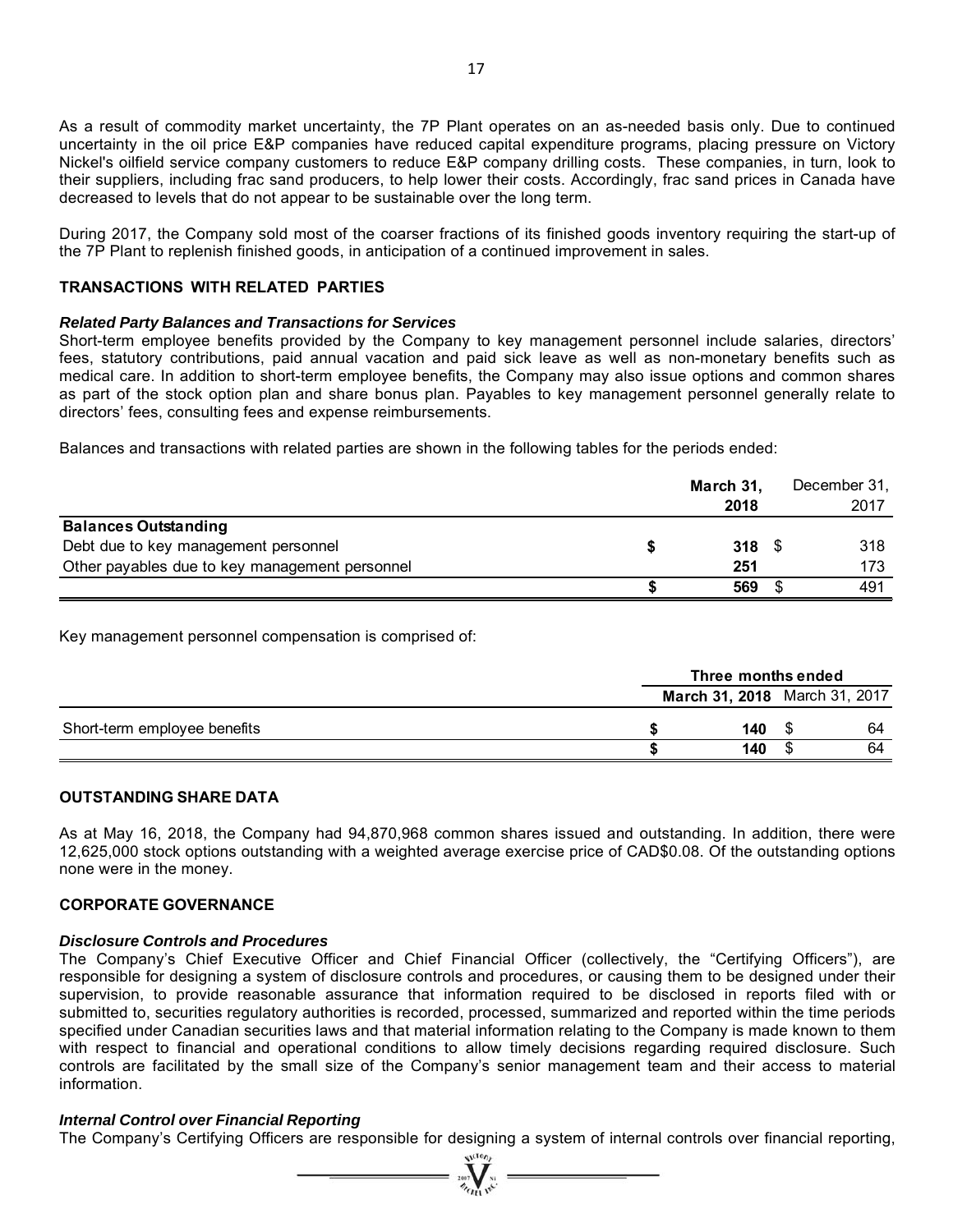As a result of commodity market uncertainty, the 7P Plant operates on an as-needed basis only. Due to continued uncertainty in the oil price E&P companies have reduced capital expenditure programs, placing pressure on Victory Nickel's oilfield service company customers to reduce E&P company drilling costs. These companies, in turn, look to their suppliers, including frac sand producers, to help lower their costs. Accordingly, frac sand prices in Canada have decreased to levels that do not appear to be sustainable over the long term.

During 2017, the Company sold most of the coarser fractions of its finished goods inventory requiring the start-up of the 7P Plant to replenish finished goods, in anticipation of a continued improvement in sales.

## TRANSACTIONS WITH RELATED PARTIES

### *Related Party Balances and Transactions for Services*

Short-term employee benefits provided by the Company to key management personnel include salaries, directors' fees, statutory contributions, paid annual vacation and paid sick leave as well as non-monetary benefits such as medical care. In addition to short-term employee benefits, the Company may also issue options and common shares as part of the stock option plan and share bonus plan. Payables to key management personnel generally relate to directors' fees, consulting fees and expense reimbursements.

Balances and transactions with related parties are shown in the following tables for the periods ended:

| | **March 31, 2018** | December 31, 2017 |
|---|---|---|
| **Balances Outstanding** | | |
| Debt due to key management personnel | **$ 318** | $ 318 |
| Other payables due to key management personnel | **251** | 173 |
| | **$ 569** | $ 491 |

Key management personnel compensation is comprised of:

| | **Three months ended** | |
|---|---|---|
| | **March 31, 2018** | March 31, 2017 |
| Short-term employee benefits | **$ 140** | $ 64 |
| | **$ 140** | $ 64 |

## OUTSTANDING SHARE DATA

As at May 16, 2018, the Company had 94,870,968 common shares issued and outstanding. In addition, there were 12,625,000 stock options outstanding with a weighted average exercise price of CAD$0.08. Of the outstanding options none were in the money.

## CORPORATE GOVERNANCE

### *Disclosure Controls and Procedures*

The Company's Chief Executive Officer and Chief Financial Officer (collectively, the "Certifying Officers"), are responsible for designing a system of disclosure controls and procedures, or causing them to be designed under their supervision, to provide reasonable assurance that information required to be disclosed in reports filed with or submitted to, securities regulatory authorities is recorded, processed, summarized and reported within the time periods specified under Canadian securities laws and that material information relating to the Company is made known to them with respect to financial and operational conditions to allow timely decisions regarding required disclosure. Such controls are facilitated by the small size of the Company's senior management team and their access to material information.

### *Internal Control over Financial Reporting*

The Company's Certifying Officers are responsible for designing a system of internal controls over financial reporting,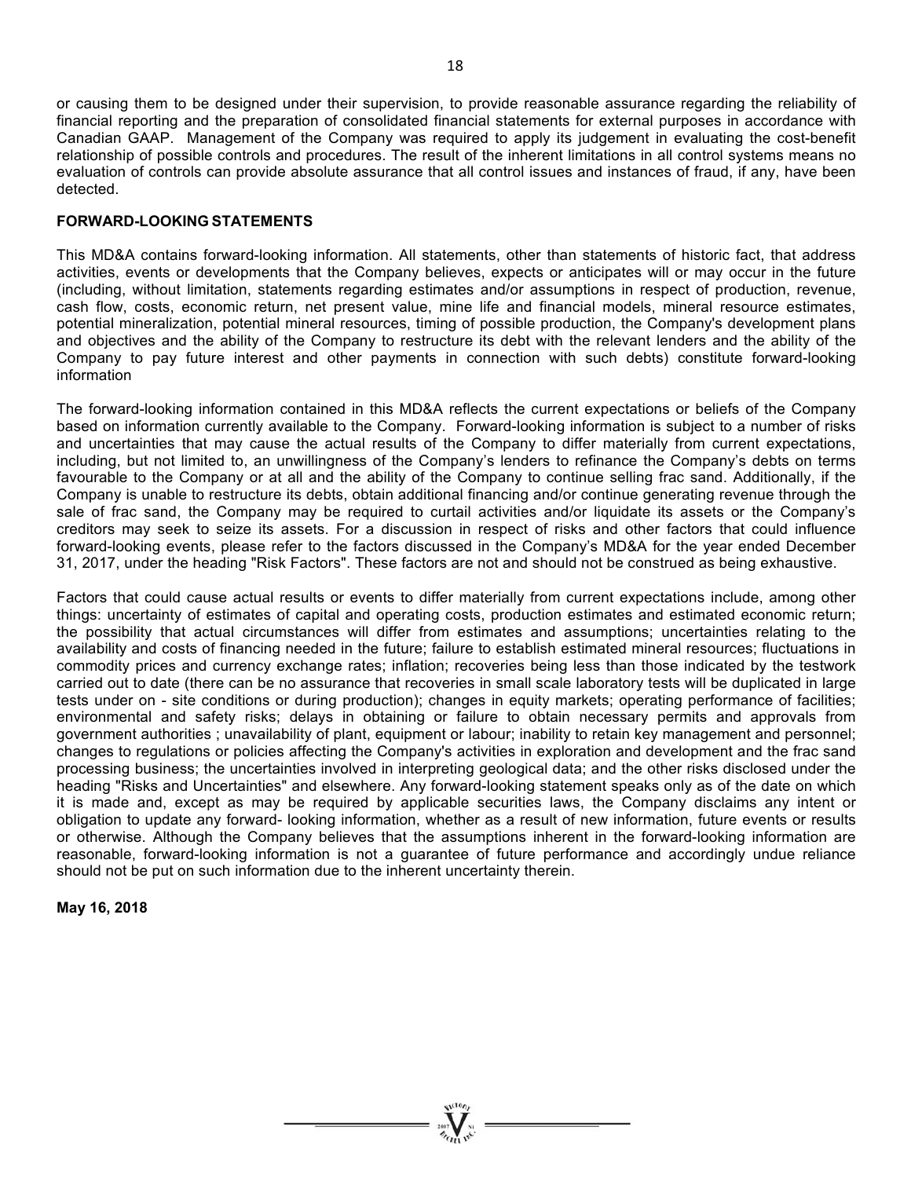or causing them to be designed under their supervision, to provide reasonable assurance regarding the reliability of financial reporting and the preparation of consolidated financial statements for external purposes in accordance with Canadian GAAP. Management of the Company was required to apply its judgement in evaluating the cost-benefit relationship of possible controls and procedures. The result of the inherent limitations in all control systems means no evaluation of controls can provide absolute assurance that all control issues and instances of fraud, if any, have been detected.

**FORWARD-LOOKING STATEMENTS**

This MD&A contains forward-looking information. All statements, other than statements of historic fact, that address activities, events or developments that the Company believes, expects or anticipates will or may occur in the future (including, without limitation, statements regarding estimates and/or assumptions in respect of production, revenue, cash flow, costs, economic return, net present value, mine life and financial models, mineral resource estimates, potential mineralization, potential mineral resources, timing of possible production, the Company's development plans and objectives and the ability of the Company to restructure its debt with the relevant lenders and the ability of the Company to pay future interest and other payments in connection with such debts) constitute forward-looking information

The forward-looking information contained in this MD&A reflects the current expectations or beliefs of the Company based on information currently available to the Company. Forward-looking information is subject to a number of risks and uncertainties that may cause the actual results of the Company to differ materially from current expectations, including, but not limited to, an unwillingness of the Company's lenders to refinance the Company's debts on terms favourable to the Company or at all and the ability of the Company to continue selling frac sand. Additionally, if the Company is unable to restructure its debts, obtain additional financing and/or continue generating revenue through the sale of frac sand, the Company may be required to curtail activities and/or liquidate its assets or the Company's creditors may seek to seize its assets. For a discussion in respect of risks and other factors that could influence forward-looking events, please refer to the factors discussed in the Company's MD&A for the year ended December 31, 2017, under the heading "Risk Factors". These factors are not and should not be construed as being exhaustive.

Factors that could cause actual results or events to differ materially from current expectations include, among other things: uncertainty of estimates of capital and operating costs, production estimates and estimated economic return; the possibility that actual circumstances will differ from estimates and assumptions; uncertainties relating to the availability and costs of financing needed in the future; failure to establish estimated mineral resources; fluctuations in commodity prices and currency exchange rates; inflation; recoveries being less than those indicated by the testwork carried out to date (there can be no assurance that recoveries in small scale laboratory tests will be duplicated in large tests under on - site conditions or during production); changes in equity markets; operating performance of facilities; environmental and safety risks; delays in obtaining or failure to obtain necessary permits and approvals from government authorities ; unavailability of plant, equipment or labour; inability to retain key management and personnel; changes to regulations or policies affecting the Company's activities in exploration and development and the frac sand processing business; the uncertainties involved in interpreting geological data; and the other risks disclosed under the heading "Risks and Uncertainties" and elsewhere. Any forward-looking statement speaks only as of the date on which it is made and, except as may be required by applicable securities laws, the Company disclaims any intent or obligation to update any forward- looking information, whether as a result of new information, future events or results or otherwise. Although the Company believes that the assumptions inherent in the forward-looking information are reasonable, forward-looking information is not a guarantee of future performance and accordingly undue reliance should not be put on such information due to the inherent uncertainty therein.

**May 16, 2018**